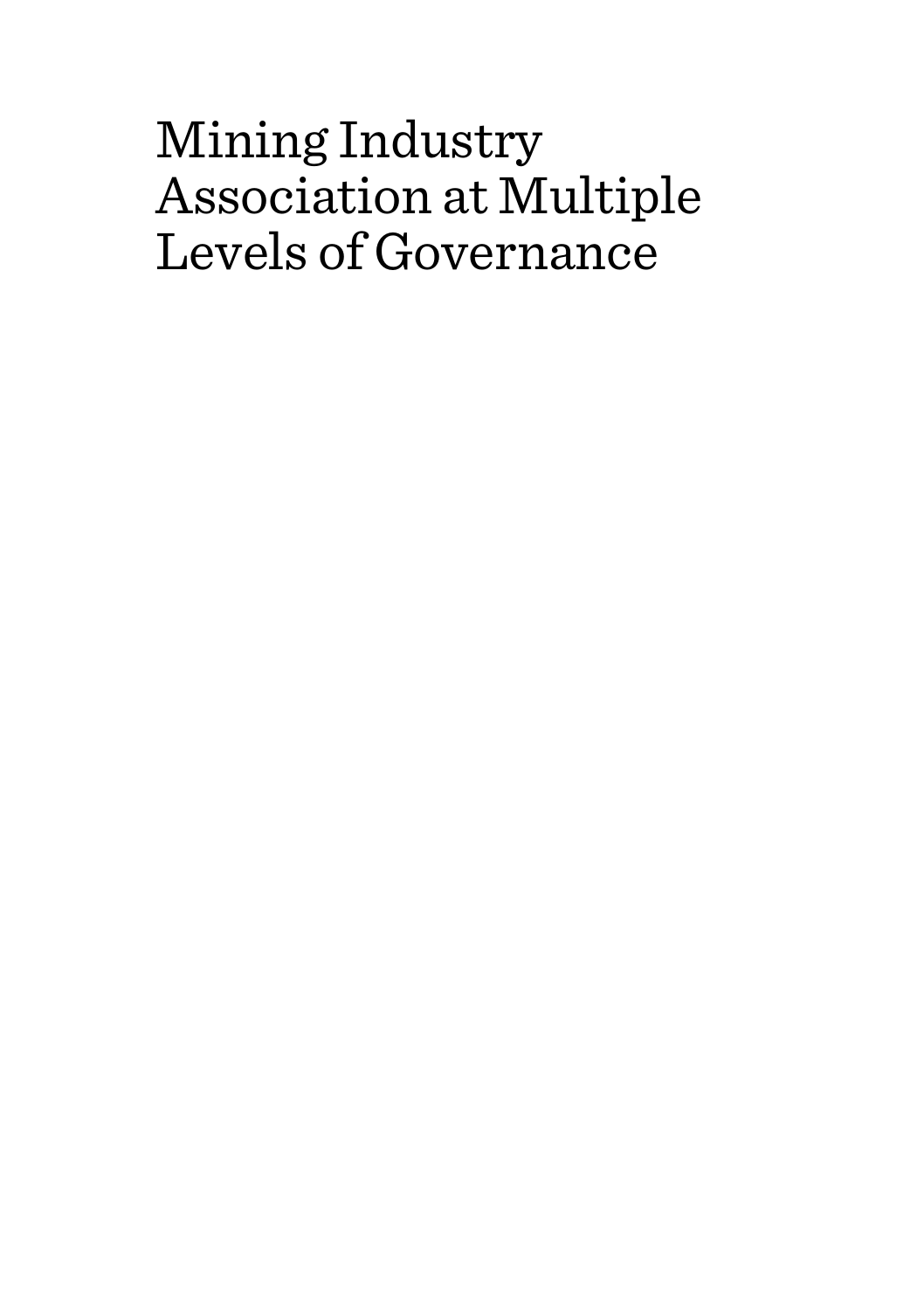# Mining Industry Association at Multiple Levels of Governance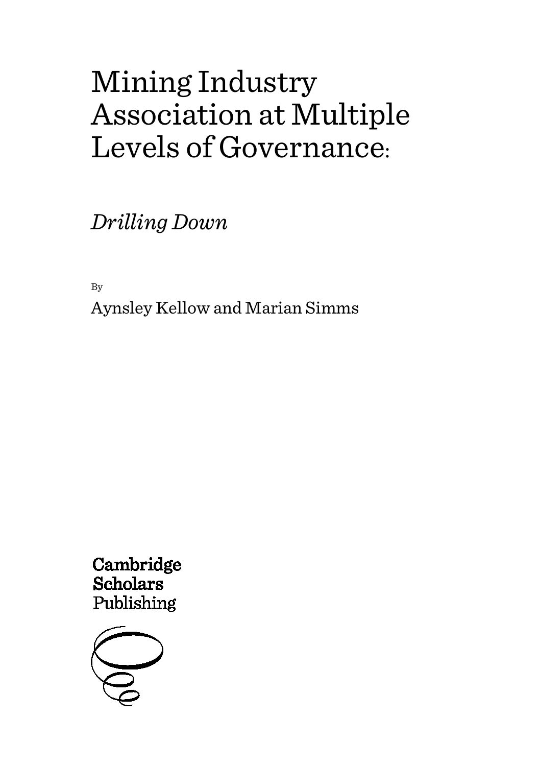# Mining Industry Association at Multiple Levels of Governance:

*Drilling Down*

By

Aynsley Kellow and Marian Simms

Cambridge Scholars Publishing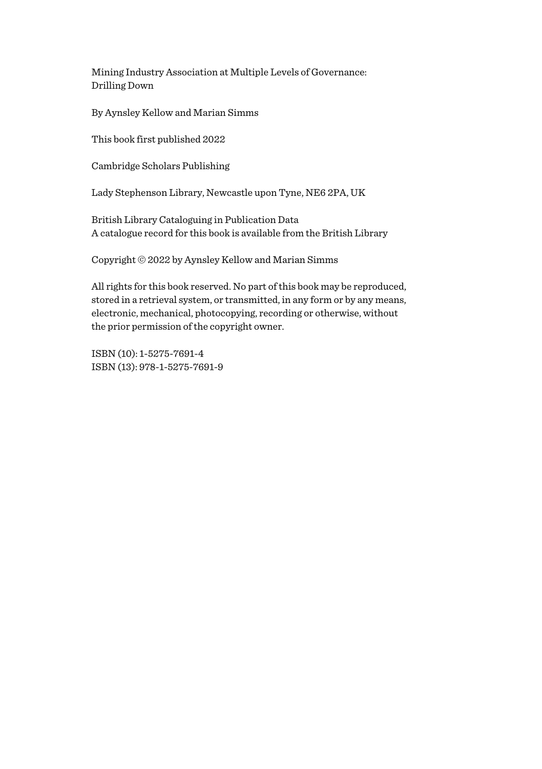Mining Industry Association at Multiple Levels of Governance:
Drilling Down

By Aynsley Kellow and Marian Simms

This book first published 2022

Cambridge Scholars Publishing

Lady Stephenson Library, Newcastle upon Tyne, NE6 2PA, UK

British Library Cataloguing in Publication Data
A catalogue record for this book is available from the British Library

Copyright © 2022 by Aynsley Kellow and Marian Simms

All rights for this book reserved. No part of this book may be reproduced, stored in a retrieval system, or transmitted, in any form or by any means, electronic, mechanical, photocopying, recording or otherwise, without the prior permission of the copyright owner.

ISBN (10): 1-5275-7691-4
ISBN (13): 978-1-5275-7691-9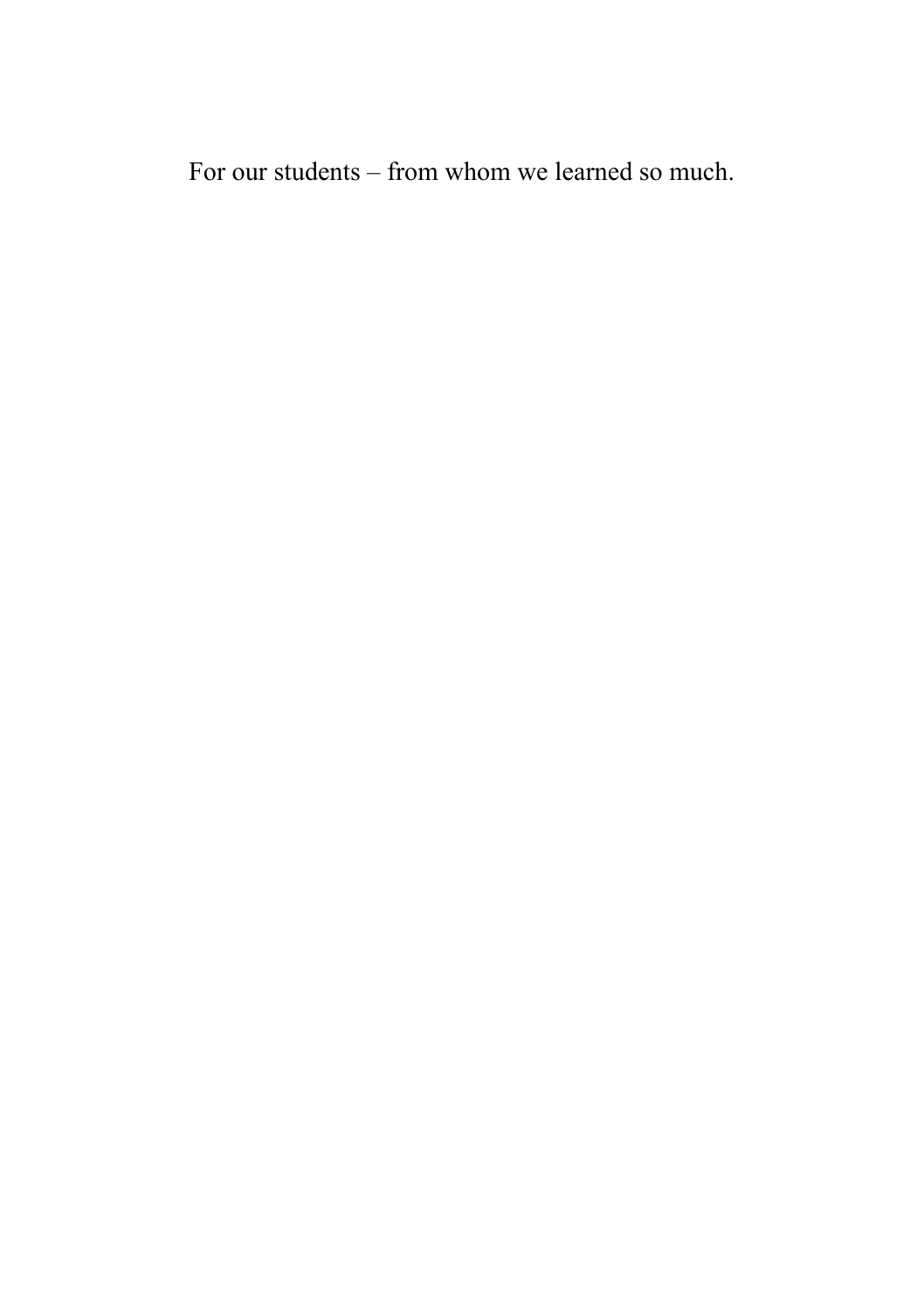For our students – from whom we learned so much.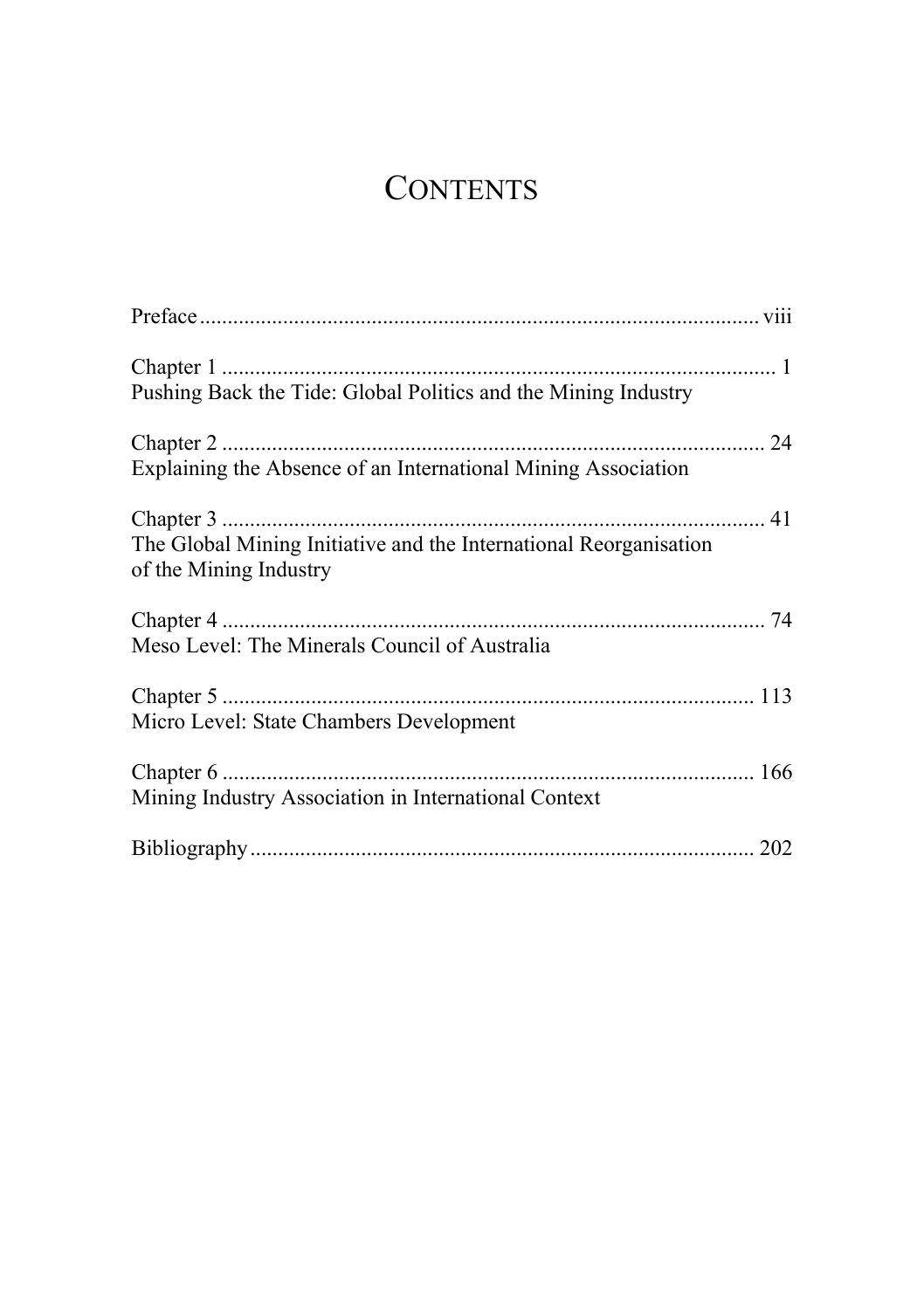# CONTENTS

Preface .................................................................................................... viii

Chapter 1 .................................................................................................. 1
Pushing Back the Tide: Global Politics and the Mining Industry

Chapter 2 .................................................................................................. 24
Explaining the Absence of an International Mining Association

Chapter 3 .................................................................................................. 41
The Global Mining Initiative and the International Reorganisation of the Mining Industry

Chapter 4 .................................................................................................. 74
Meso Level: The Minerals Council of Australia

Chapter 5 ................................................................................................ 113
Micro Level: State Chambers Development

Chapter 6 ................................................................................................ 166
Mining Industry Association in International Context

Bibliography .......................................................................................... 202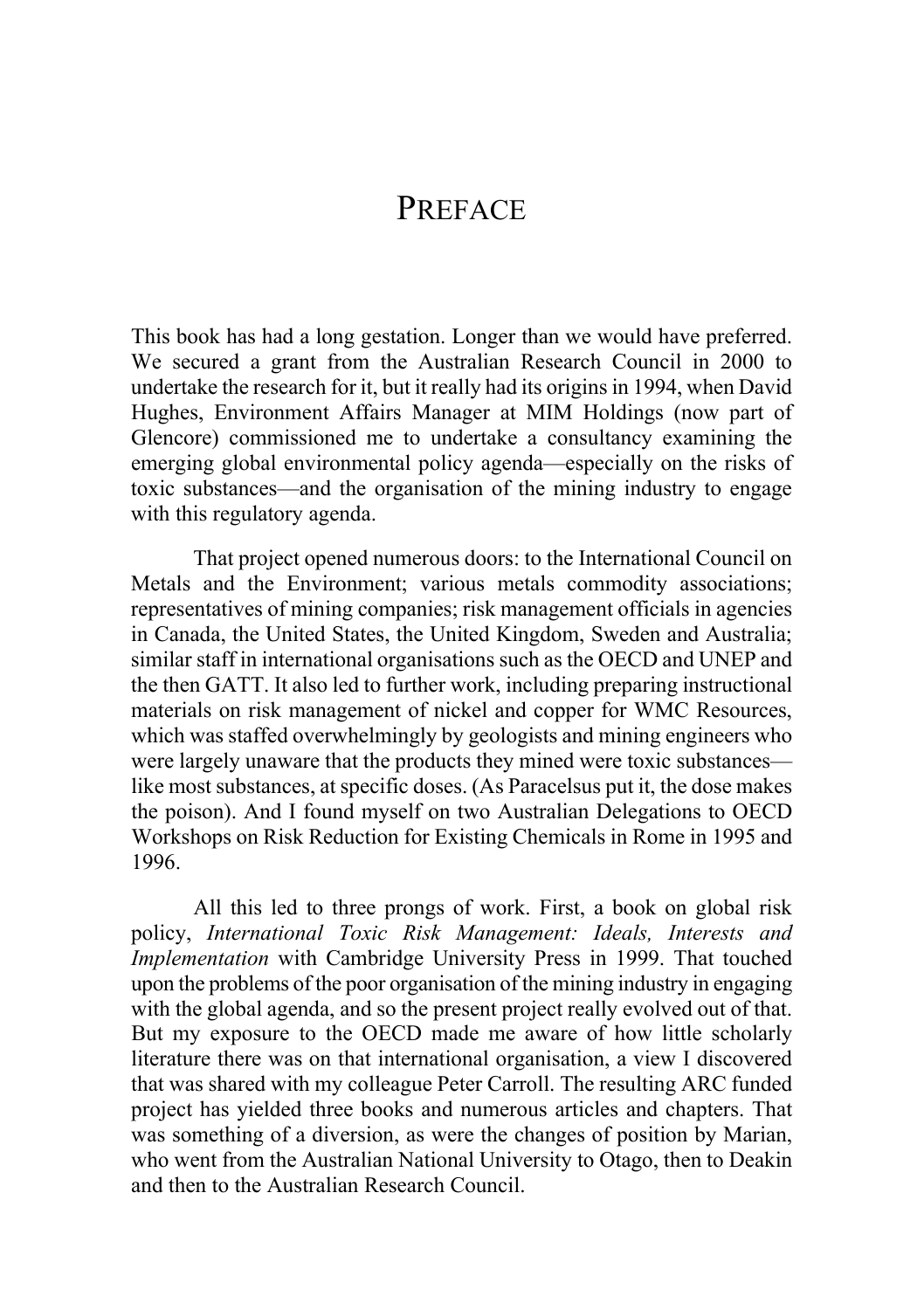# Preface

This book has had a long gestation. Longer than we would have preferred. We secured a grant from the Australian Research Council in 2000 to undertake the research for it, but it really had its origins in 1994, when David Hughes, Environment Affairs Manager at MIM Holdings (now part of Glencore) commissioned me to undertake a consultancy examining the emerging global environmental policy agenda—especially on the risks of toxic substances—and the organisation of the mining industry to engage with this regulatory agenda.

That project opened numerous doors: to the International Council on Metals and the Environment; various metals commodity associations; representatives of mining companies; risk management officials in agencies in Canada, the United States, the United Kingdom, Sweden and Australia; similar staff in international organisations such as the OECD and UNEP and the then GATT. It also led to further work, including preparing instructional materials on risk management of nickel and copper for WMC Resources, which was staffed overwhelmingly by geologists and mining engineers who were largely unaware that the products they mined were toxic substances—like most substances, at specific doses. (As Paracelsus put it, the dose makes the poison). And I found myself on two Australian Delegations to OECD Workshops on Risk Reduction for Existing Chemicals in Rome in 1995 and 1996.

All this led to three prongs of work. First, a book on global risk policy, *International Toxic Risk Management: Ideals, Interests and Implementation* with Cambridge University Press in 1999. That touched upon the problems of the poor organisation of the mining industry in engaging with the global agenda, and so the present project really evolved out of that. But my exposure to the OECD made me aware of how little scholarly literature there was on that international organisation, a view I discovered that was shared with my colleague Peter Carroll. The resulting ARC funded project has yielded three books and numerous articles and chapters. That was something of a diversion, as were the changes of position by Marian, who went from the Australian National University to Otago, then to Deakin and then to the Australian Research Council.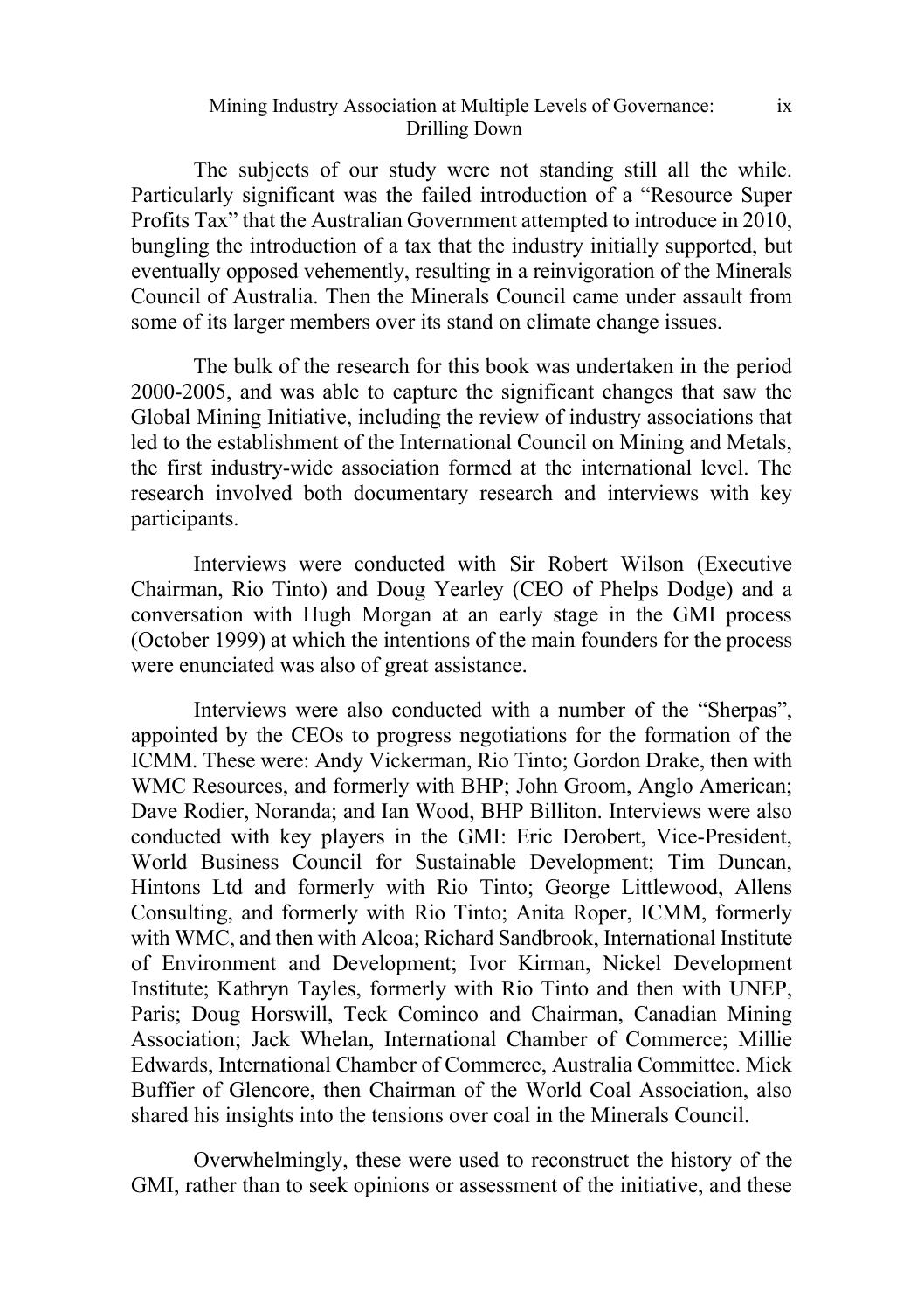The subjects of our study were not standing still all the while. Particularly significant was the failed introduction of a "Resource Super Profits Tax" that the Australian Government attempted to introduce in 2010, bungling the introduction of a tax that the industry initially supported, but eventually opposed vehemently, resulting in a reinvigoration of the Minerals Council of Australia. Then the Minerals Council came under assault from some of its larger members over its stand on climate change issues.

The bulk of the research for this book was undertaken in the period 2000-2005, and was able to capture the significant changes that saw the Global Mining Initiative, including the review of industry associations that led to the establishment of the International Council on Mining and Metals, the first industry-wide association formed at the international level. The research involved both documentary research and interviews with key participants.

Interviews were conducted with Sir Robert Wilson (Executive Chairman, Rio Tinto) and Doug Yearley (CEO of Phelps Dodge) and a conversation with Hugh Morgan at an early stage in the GMI process (October 1999) at which the intentions of the main founders for the process were enunciated was also of great assistance.

Interviews were also conducted with a number of the "Sherpas", appointed by the CEOs to progress negotiations for the formation of the ICMM. These were: Andy Vickerman, Rio Tinto; Gordon Drake, then with WMC Resources, and formerly with BHP; John Groom, Anglo American; Dave Rodier, Noranda; and Ian Wood, BHP Billiton. Interviews were also conducted with key players in the GMI: Eric Derobert, Vice-President, World Business Council for Sustainable Development; Tim Duncan, Hintons Ltd and formerly with Rio Tinto; George Littlewood, Allens Consulting, and formerly with Rio Tinto; Anita Roper, ICMM, formerly with WMC, and then with Alcoa; Richard Sandbrook, International Institute of Environment and Development; Ivor Kirman, Nickel Development Institute; Kathryn Tayles, formerly with Rio Tinto and then with UNEP, Paris; Doug Horswill, Teck Cominco and Chairman, Canadian Mining Association; Jack Whelan, International Chamber of Commerce; Millie Edwards, International Chamber of Commerce, Australia Committee. Mick Buffier of Glencore, then Chairman of the World Coal Association, also shared his insights into the tensions over coal in the Minerals Council.

Overwhelmingly, these were used to reconstruct the history of the GMI, rather than to seek opinions or assessment of the initiative, and these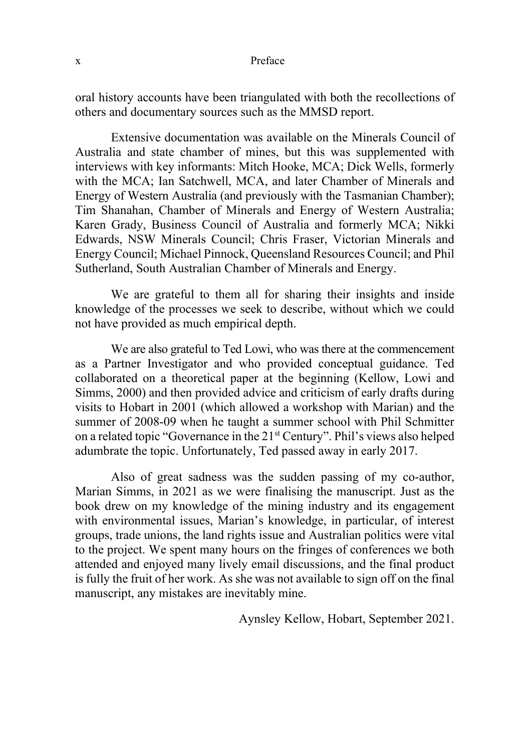oral history accounts have been triangulated with both the recollections of others and documentary sources such as the MMSD report.

Extensive documentation was available on the Minerals Council of Australia and state chamber of mines, but this was supplemented with interviews with key informants: Mitch Hooke, MCA; Dick Wells, formerly with the MCA; Ian Satchwell, MCA, and later Chamber of Minerals and Energy of Western Australia (and previously with the Tasmanian Chamber); Tim Shanahan, Chamber of Minerals and Energy of Western Australia; Karen Grady, Business Council of Australia and formerly MCA; Nikki Edwards, NSW Minerals Council; Chris Fraser, Victorian Minerals and Energy Council; Michael Pinnock, Queensland Resources Council; and Phil Sutherland, South Australian Chamber of Minerals and Energy.

We are grateful to them all for sharing their insights and inside knowledge of the processes we seek to describe, without which we could not have provided as much empirical depth.

We are also grateful to Ted Lowi, who was there at the commencement as a Partner Investigator and who provided conceptual guidance. Ted collaborated on a theoretical paper at the beginning (Kellow, Lowi and Simms, 2000) and then provided advice and criticism of early drafts during visits to Hobart in 2001 (which allowed a workshop with Marian) and the summer of 2008-09 when he taught a summer school with Phil Schmitter on a related topic "Governance in the 21st Century". Phil's views also helped adumbrate the topic. Unfortunately, Ted passed away in early 2017.

Also of great sadness was the sudden passing of my co-author, Marian Simms, in 2021 as we were finalising the manuscript. Just as the book drew on my knowledge of the mining industry and its engagement with environmental issues, Marian's knowledge, in particular, of interest groups, trade unions, the land rights issue and Australian politics were vital to the project. We spent many hours on the fringes of conferences we both attended and enjoyed many lively email discussions, and the final product is fully the fruit of her work. As she was not available to sign off on the final manuscript, any mistakes are inevitably mine.

Aynsley Kellow, Hobart, September 2021.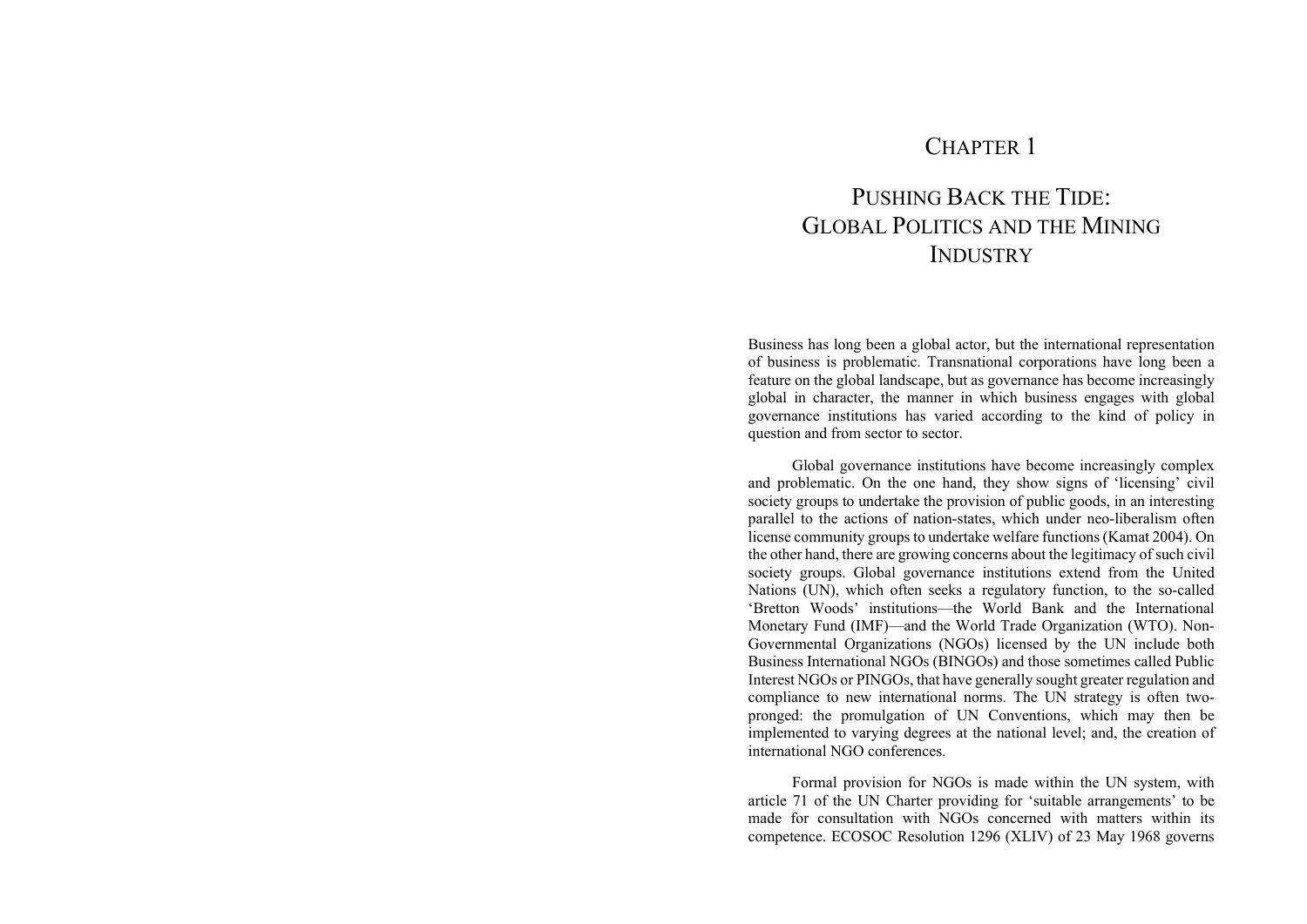# Chapter 1

# Pushing Back the Tide: Global Politics and the Mining Industry

Business has long been a global actor, but the international representation of business is problematic. Transnational corporations have long been a feature on the global landscape, but as governance has become increasingly global in character, the manner in which business engages with global governance institutions has varied according to the kind of policy in question and from sector to sector.

Global governance institutions have become increasingly complex and problematic. On the one hand, they show signs of 'licensing' civil society groups to undertake the provision of public goods, in an interesting parallel to the actions of nation-states, which under neo-liberalism often license community groups to undertake welfare functions (Kamat 2004). On the other hand, there are growing concerns about the legitimacy of such civil society groups. Global governance institutions extend from the United Nations (UN), which often seeks a regulatory function, to the so-called 'Bretton Woods' institutions—the World Bank and the International Monetary Fund (IMF)—and the World Trade Organization (WTO). Non-Governmental Organizations (NGOs) licensed by the UN include both Business International NGOs (BINGOs) and those sometimes called Public Interest NGOs or PINGOs, that have generally sought greater regulation and compliance to new international norms. The UN strategy is often two-pronged: the promulgation of UN Conventions, which may then be implemented to varying degrees at the national level; and, the creation of international NGO conferences.

Formal provision for NGOs is made within the UN system, with article 71 of the UN Charter providing for 'suitable arrangements' to be made for consultation with NGOs concerned with matters within its competence. ECOSOC Resolution 1296 (XLIV) of 23 May 1968 governs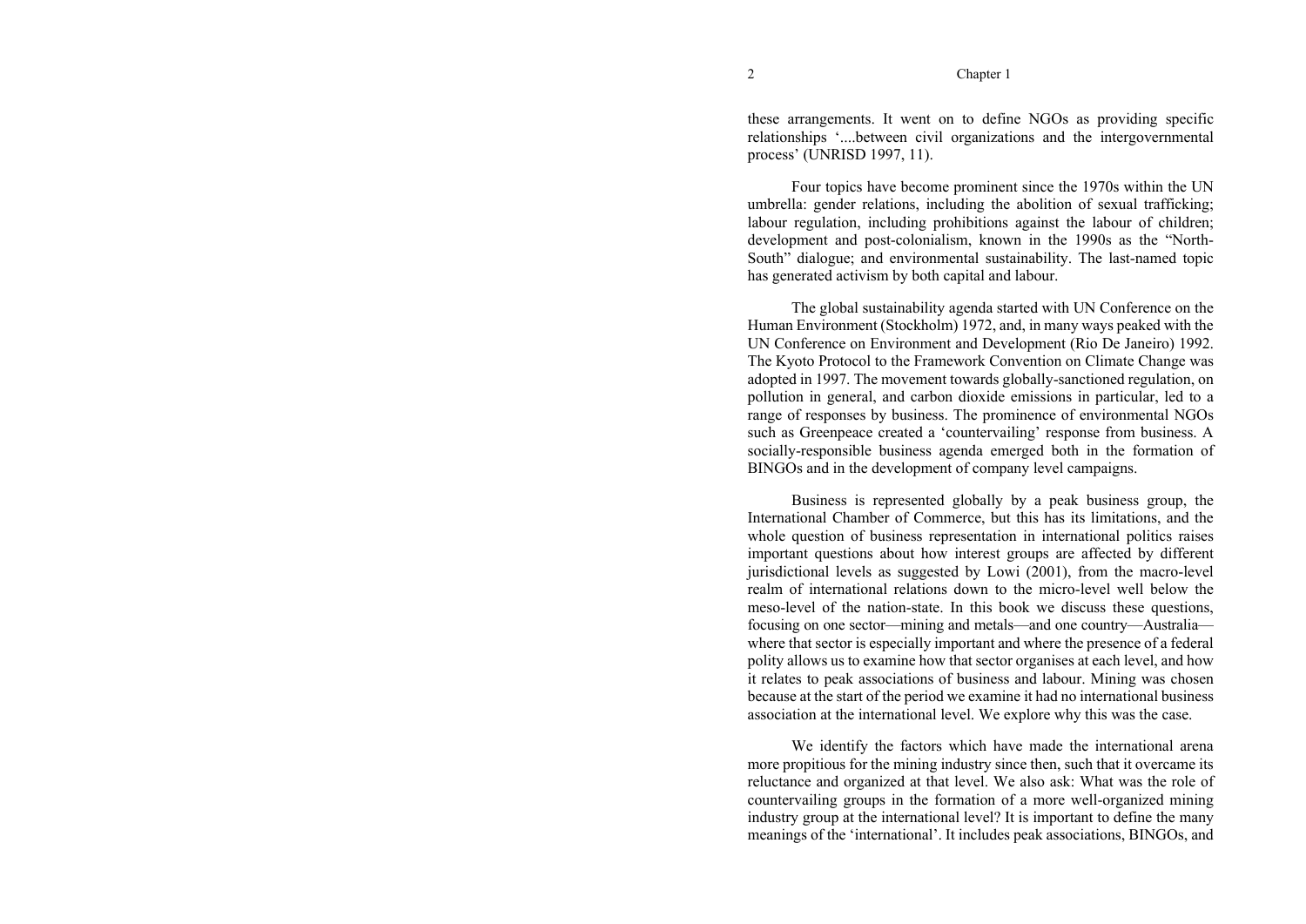these arrangements. It went on to define NGOs as providing specific relationships '....between civil organizations and the intergovernmental process' (UNRISD 1997, 11).

Four topics have become prominent since the 1970s within the UN umbrella: gender relations, including the abolition of sexual trafficking; labour regulation, including prohibitions against the labour of children; development and post-colonialism, known in the 1990s as the "North-South" dialogue; and environmental sustainability. The last-named topic has generated activism by both capital and labour.

The global sustainability agenda started with UN Conference on the Human Environment (Stockholm) 1972, and, in many ways peaked with the UN Conference on Environment and Development (Rio De Janeiro) 1992. The Kyoto Protocol to the Framework Convention on Climate Change was adopted in 1997. The movement towards globally-sanctioned regulation, on pollution in general, and carbon dioxide emissions in particular, led to a range of responses by business. The prominence of environmental NGOs such as Greenpeace created a 'countervailing' response from business. A socially-responsible business agenda emerged both in the formation of BINGOs and in the development of company level campaigns.

Business is represented globally by a peak business group, the International Chamber of Commerce, but this has its limitations, and the whole question of business representation in international politics raises important questions about how interest groups are affected by different jurisdictional levels as suggested by Lowi (2001), from the macro-level realm of international relations down to the micro-level well below the meso-level of the nation-state. In this book we discuss these questions, focusing on one sector—mining and metals—and one country—Australia—where that sector is especially important and where the presence of a federal polity allows us to examine how that sector organises at each level, and how it relates to peak associations of business and labour. Mining was chosen because at the start of the period we examine it had no international business association at the international level. We explore why this was the case.

We identify the factors which have made the international arena more propitious for the mining industry since then, such that it overcame its reluctance and organized at that level. We also ask: What was the role of countervailing groups in the formation of a more well-organized mining industry group at the international level? It is important to define the many meanings of the 'international'. It includes peak associations, BINGOs, and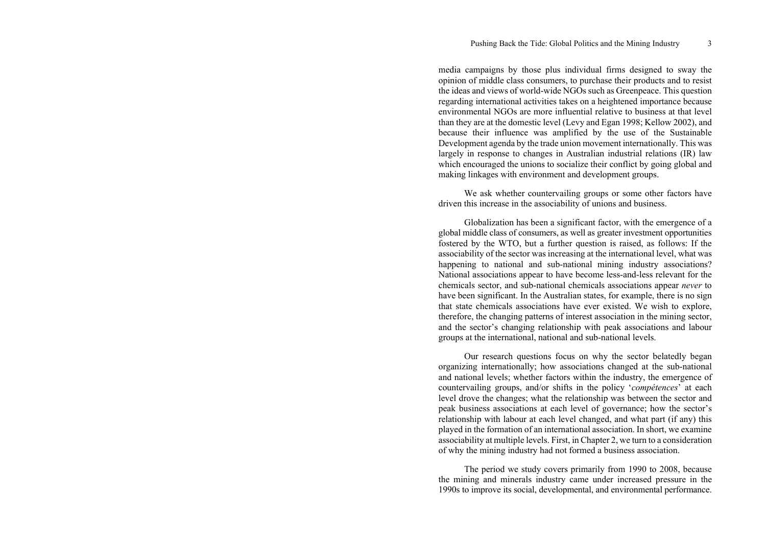media campaigns by those plus individual firms designed to sway the opinion of middle class consumers, to purchase their products and to resist the ideas and views of world-wide NGOs such as Greenpeace. This question regarding international activities takes on a heightened importance because environmental NGOs are more influential relative to business at that level than they are at the domestic level (Levy and Egan 1998; Kellow 2002), and because their influence was amplified by the use of the Sustainable Development agenda by the trade union movement internationally. This was largely in response to changes in Australian industrial relations (IR) law which encouraged the unions to socialize their conflict by going global and making linkages with environment and development groups.

We ask whether countervailing groups or some other factors have driven this increase in the associability of unions and business.

Globalization has been a significant factor, with the emergence of a global middle class of consumers, as well as greater investment opportunities fostered by the WTO, but a further question is raised, as follows: If the associability of the sector was increasing at the international level, what was happening to national and sub-national mining industry associations? National associations appear to have become less-and-less relevant for the chemicals sector, and sub-national chemicals associations appear *never* to have been significant. In the Australian states, for example, there is no sign that state chemicals associations have ever existed. We wish to explore, therefore, the changing patterns of interest association in the mining sector, and the sector's changing relationship with peak associations and labour groups at the international, national and sub-national levels.

Our research questions focus on why the sector belatedly began organizing internationally; how associations changed at the sub-national and national levels; whether factors within the industry, the emergence of countervailing groups, and/or shifts in the policy '*compétences*' at each level drove the changes; what the relationship was between the sector and peak business associations at each level of governance; how the sector's relationship with labour at each level changed, and what part (if any) this played in the formation of an international association. In short, we examine associability at multiple levels. First, in Chapter 2, we turn to a consideration of why the mining industry had not formed a business association.

The period we study covers primarily from 1990 to 2008, because the mining and minerals industry came under increased pressure in the 1990s to improve its social, developmental, and environmental performance.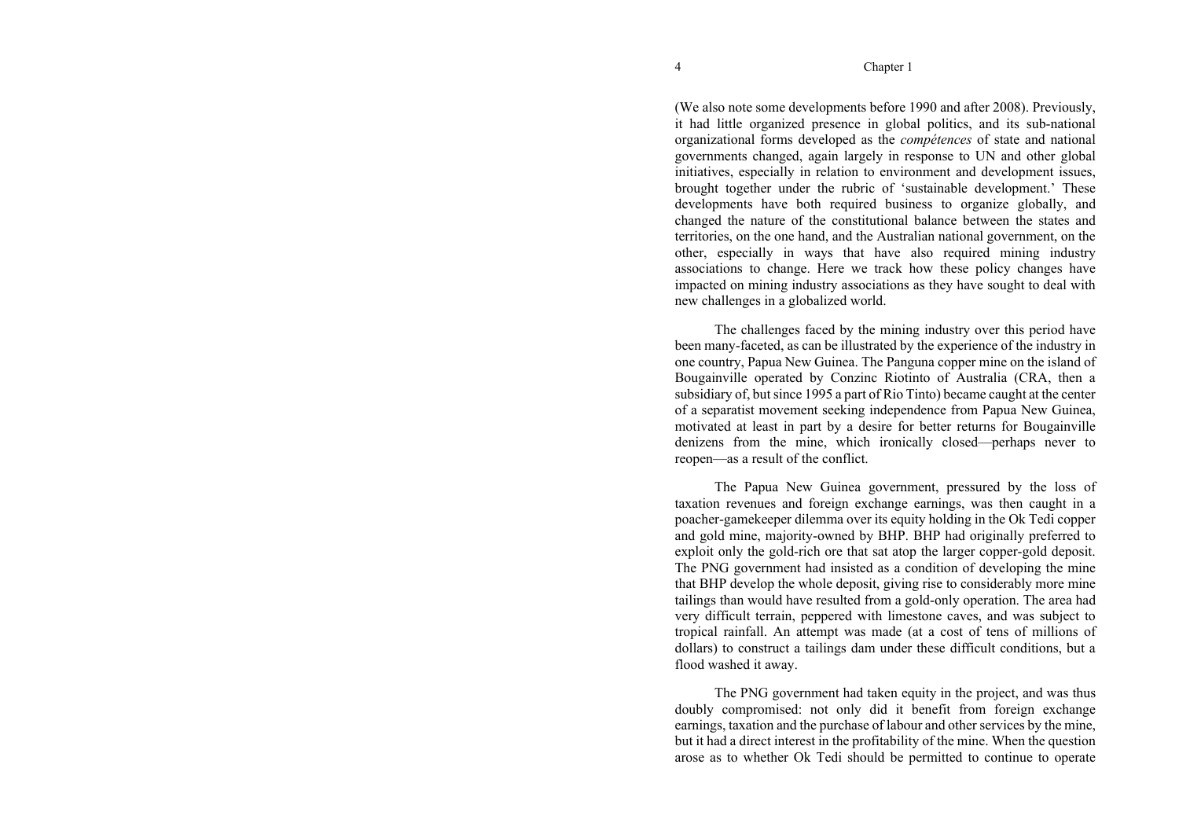(We also note some developments before 1990 and after 2008). Previously, it had little organized presence in global politics, and its sub-national organizational forms developed as the *compétences* of state and national governments changed, again largely in response to UN and other global initiatives, especially in relation to environment and development issues, brought together under the rubric of 'sustainable development.' These developments have both required business to organize globally, and changed the nature of the constitutional balance between the states and territories, on the one hand, and the Australian national government, on the other, especially in ways that have also required mining industry associations to change. Here we track how these policy changes have impacted on mining industry associations as they have sought to deal with new challenges in a globalized world.

The challenges faced by the mining industry over this period have been many-faceted, as can be illustrated by the experience of the industry in one country, Papua New Guinea. The Panguna copper mine on the island of Bougainville operated by Conzinc Riotinto of Australia (CRA, then a subsidiary of, but since 1995 a part of Rio Tinto) became caught at the center of a separatist movement seeking independence from Papua New Guinea, motivated at least in part by a desire for better returns for Bougainville denizens from the mine, which ironically closed—perhaps never to reopen—as a result of the conflict.

The Papua New Guinea government, pressured by the loss of taxation revenues and foreign exchange earnings, was then caught in a poacher-gamekeeper dilemma over its equity holding in the Ok Tedi copper and gold mine, majority-owned by BHP. BHP had originally preferred to exploit only the gold-rich ore that sat atop the larger copper-gold deposit. The PNG government had insisted as a condition of developing the mine that BHP develop the whole deposit, giving rise to considerably more mine tailings than would have resulted from a gold-only operation. The area had very difficult terrain, peppered with limestone caves, and was subject to tropical rainfall. An attempt was made (at a cost of tens of millions of dollars) to construct a tailings dam under these difficult conditions, but a flood washed it away.

The PNG government had taken equity in the project, and was thus doubly compromised: not only did it benefit from foreign exchange earnings, taxation and the purchase of labour and other services by the mine, but it had a direct interest in the profitability of the mine. When the question arose as to whether Ok Tedi should be permitted to continue to operate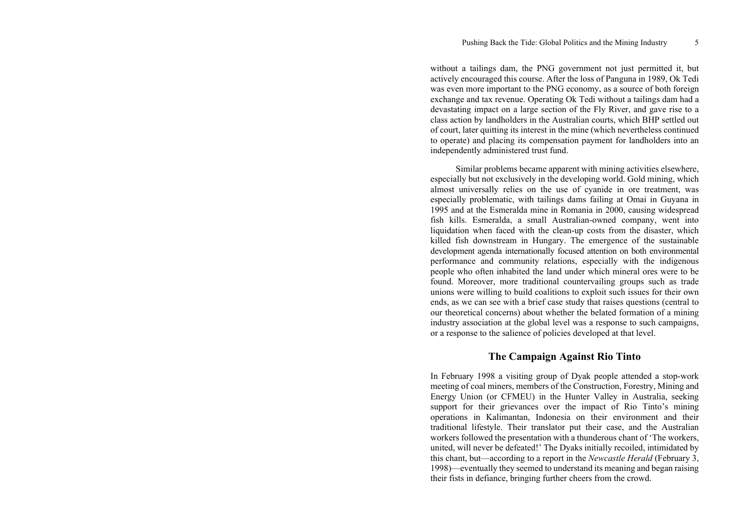without a tailings dam, the PNG government not just permitted it, but actively encouraged this course. After the loss of Panguna in 1989, Ok Tedi was even more important to the PNG economy, as a source of both foreign exchange and tax revenue. Operating Ok Tedi without a tailings dam had a devastating impact on a large section of the Fly River, and gave rise to a class action by landholders in the Australian courts, which BHP settled out of court, later quitting its interest in the mine (which nevertheless continued to operate) and placing its compensation payment for landholders into an independently administered trust fund.

Similar problems became apparent with mining activities elsewhere, especially but not exclusively in the developing world. Gold mining, which almost universally relies on the use of cyanide in ore treatment, was especially problematic, with tailings dams failing at Omai in Guyana in 1995 and at the Esmeralda mine in Romania in 2000, causing widespread fish kills. Esmeralda, a small Australian-owned company, went into liquidation when faced with the clean-up costs from the disaster, which killed fish downstream in Hungary. The emergence of the sustainable development agenda internationally focused attention on both environmental performance and community relations, especially with the indigenous people who often inhabited the land under which mineral ores were to be found. Moreover, more traditional countervailing groups such as trade unions were willing to build coalitions to exploit such issues for their own ends, as we can see with a brief case study that raises questions (central to our theoretical concerns) about whether the belated formation of a mining industry association at the global level was a response to such campaigns, or a response to the salience of policies developed at that level.

## The Campaign Against Rio Tinto

In February 1998 a visiting group of Dyak people attended a stop-work meeting of coal miners, members of the Construction, Forestry, Mining and Energy Union (or CFMEU) in the Hunter Valley in Australia, seeking support for their grievances over the impact of Rio Tinto's mining operations in Kalimantan, Indonesia on their environment and their traditional lifestyle. Their translator put their case, and the Australian workers followed the presentation with a thunderous chant of 'The workers, united, will never be defeated!' The Dyaks initially recoiled, intimidated by this chant, but—according to a report in the *Newcastle Herald* (February 3, 1998)—eventually they seemed to understand its meaning and began raising their fists in defiance, bringing further cheers from the crowd.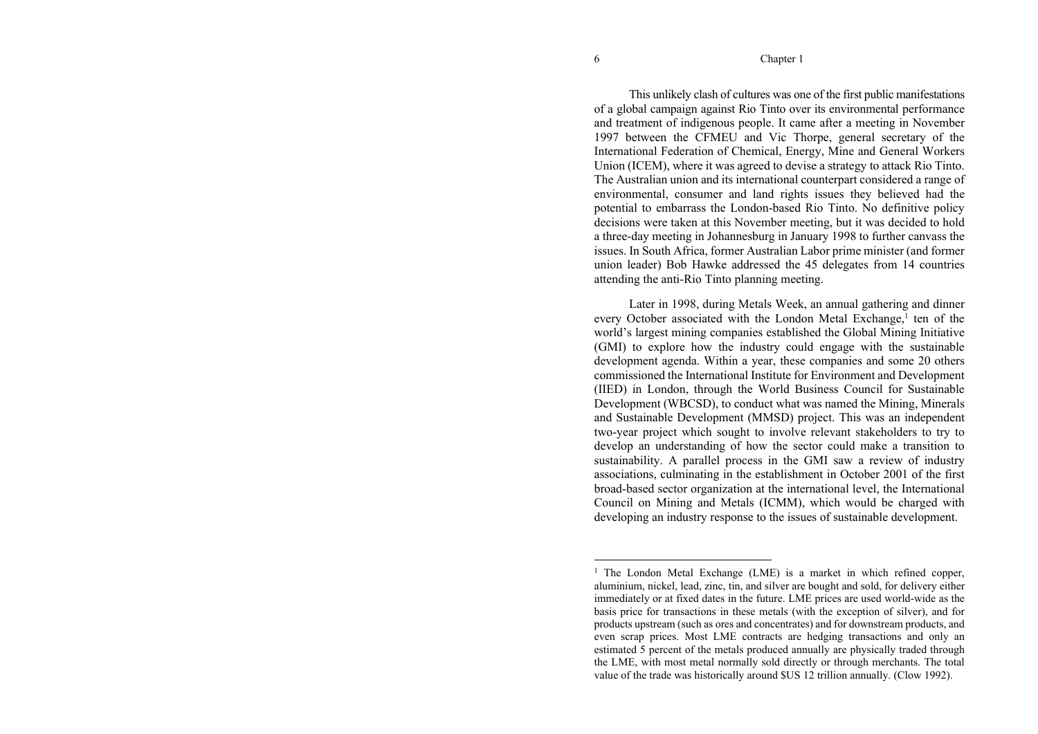This unlikely clash of cultures was one of the first public manifestations of a global campaign against Rio Tinto over its environmental performance and treatment of indigenous people. It came after a meeting in November 1997 between the CFMEU and Vic Thorpe, general secretary of the International Federation of Chemical, Energy, Mine and General Workers Union (ICEM), where it was agreed to devise a strategy to attack Rio Tinto. The Australian union and its international counterpart considered a range of environmental, consumer and land rights issues they believed had the potential to embarrass the London-based Rio Tinto. No definitive policy decisions were taken at this November meeting, but it was decided to hold a three-day meeting in Johannesburg in January 1998 to further canvass the issues. In South Africa, former Australian Labor prime minister (and former union leader) Bob Hawke addressed the 45 delegates from 14 countries attending the anti-Rio Tinto planning meeting.

Later in 1998, during Metals Week, an annual gathering and dinner every October associated with the London Metal Exchange,[1] ten of the world's largest mining companies established the Global Mining Initiative (GMI) to explore how the industry could engage with the sustainable development agenda. Within a year, these companies and some 20 others commissioned the International Institute for Environment and Development (IIED) in London, through the World Business Council for Sustainable Development (WBCSD), to conduct what was named the Mining, Minerals and Sustainable Development (MMSD) project. This was an independent two-year project which sought to involve relevant stakeholders to try to develop an understanding of how the sector could make a transition to sustainability. A parallel process in the GMI saw a review of industry associations, culminating in the establishment in October 2001 of the first broad-based sector organization at the international level, the International Council on Mining and Metals (ICMM), which would be charged with developing an industry response to the issues of sustainable development.

---

[1] The London Metal Exchange (LME) is a market in which refined copper, aluminium, nickel, lead, zinc, tin, and silver are bought and sold, for delivery either immediately or at fixed dates in the future. LME prices are used world-wide as the basis price for transactions in these metals (with the exception of silver), and for products upstream (such as ores and concentrates) and for downstream products, and even scrap prices. Most LME contracts are hedging transactions and only an estimated 5 percent of the metals produced annually are physically traded through the LME, with most metal normally sold directly or through merchants. The total value of the trade was historically around $US 12 trillion annually. (Clow 1992).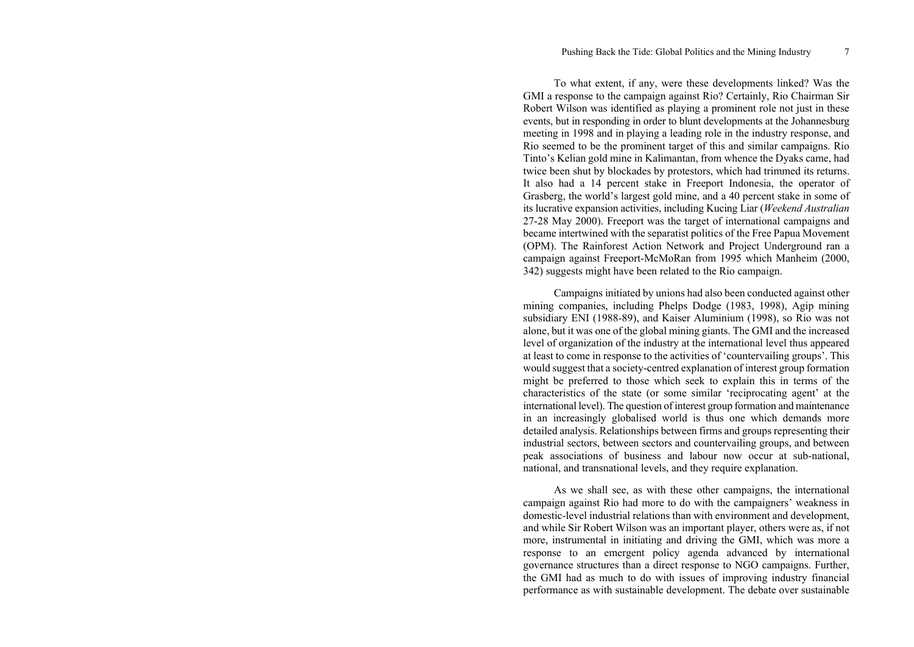To what extent, if any, were these developments linked? Was the GMI a response to the campaign against Rio? Certainly, Rio Chairman Sir Robert Wilson was identified as playing a prominent role not just in these events, but in responding in order to blunt developments at the Johannesburg meeting in 1998 and in playing a leading role in the industry response, and Rio seemed to be the prominent target of this and similar campaigns. Rio Tinto's Kelian gold mine in Kalimantan, from whence the Dyaks came, had twice been shut by blockades by protestors, which had trimmed its returns. It also had a 14 percent stake in Freeport Indonesia, the operator of Grasberg, the world's largest gold mine, and a 40 percent stake in some of its lucrative expansion activities, including Kucing Liar (*Weekend Australian* 27-28 May 2000). Freeport was the target of international campaigns and became intertwined with the separatist politics of the Free Papua Movement (OPM). The Rainforest Action Network and Project Underground ran a campaign against Freeport-McMoRan from 1995 which Manheim (2000, 342) suggests might have been related to the Rio campaign.

Campaigns initiated by unions had also been conducted against other mining companies, including Phelps Dodge (1983, 1998), Agip mining subsidiary ENI (1988-89), and Kaiser Aluminium (1998), so Rio was not alone, but it was one of the global mining giants. The GMI and the increased level of organization of the industry at the international level thus appeared at least to come in response to the activities of 'countervailing groups'. This would suggest that a society-centred explanation of interest group formation might be preferred to those which seek to explain this in terms of the characteristics of the state (or some similar 'reciprocating agent' at the international level). The question of interest group formation and maintenance in an increasingly globalised world is thus one which demands more detailed analysis. Relationships between firms and groups representing their industrial sectors, between sectors and countervailing groups, and between peak associations of business and labour now occur at sub-national, national, and transnational levels, and they require explanation.

As we shall see, as with these other campaigns, the international campaign against Rio had more to do with the campaigners' weakness in domestic-level industrial relations than with environment and development, and while Sir Robert Wilson was an important player, others were as, if not more, instrumental in initiating and driving the GMI, which was more a response to an emergent policy agenda advanced by international governance structures than a direct response to NGO campaigns. Further, the GMI had as much to do with issues of improving industry financial performance as with sustainable development. The debate over sustainable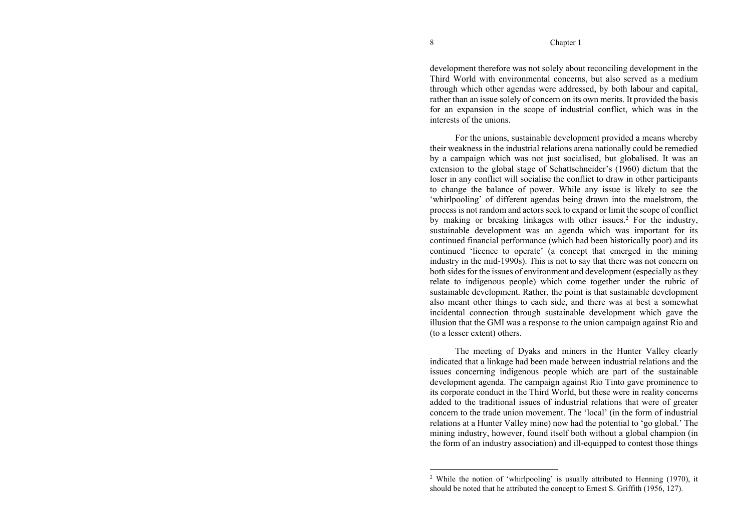development therefore was not solely about reconciling development in the Third World with environmental concerns, but also served as a medium through which other agendas were addressed, by both labour and capital, rather than an issue solely of concern on its own merits. It provided the basis for an expansion in the scope of industrial conflict, which was in the interests of the unions.

For the unions, sustainable development provided a means whereby their weakness in the industrial relations arena nationally could be remedied by a campaign which was not just socialised, but globalised. It was an extension to the global stage of Schattschneider's (1960) dictum that the loser in any conflict will socialise the conflict to draw in other participants to change the balance of power. While any issue is likely to see the 'whirlpooling' of different agendas being drawn into the maelstrom, the process is not random and actors seek to expand or limit the scope of conflict by making or breaking linkages with other issues.[2] For the industry, sustainable development was an agenda which was important for its continued financial performance (which had been historically poor) and its continued 'licence to operate' (a concept that emerged in the mining industry in the mid-1990s). This is not to say that there was not concern on both sides for the issues of environment and development (especially as they relate to indigenous people) which come together under the rubric of sustainable development. Rather, the point is that sustainable development also meant other things to each side, and there was at best a somewhat incidental connection through sustainable development which gave the illusion that the GMI was a response to the union campaign against Rio and (to a lesser extent) others.

The meeting of Dyaks and miners in the Hunter Valley clearly indicated that a linkage had been made between industrial relations and the issues concerning indigenous people which are part of the sustainable development agenda. The campaign against Rio Tinto gave prominence to its corporate conduct in the Third World, but these were in reality concerns added to the traditional issues of industrial relations that were of greater concern to the trade union movement. The 'local' (in the form of industrial relations at a Hunter Valley mine) now had the potential to 'go global.' The mining industry, however, found itself both without a global champion (in the form of an industry association) and ill-equipped to contest those things

---

[2] While the notion of 'whirlpooling' is usually attributed to Henning (1970), it should be noted that he attributed the concept to Ernest S. Griffith (1956, 127).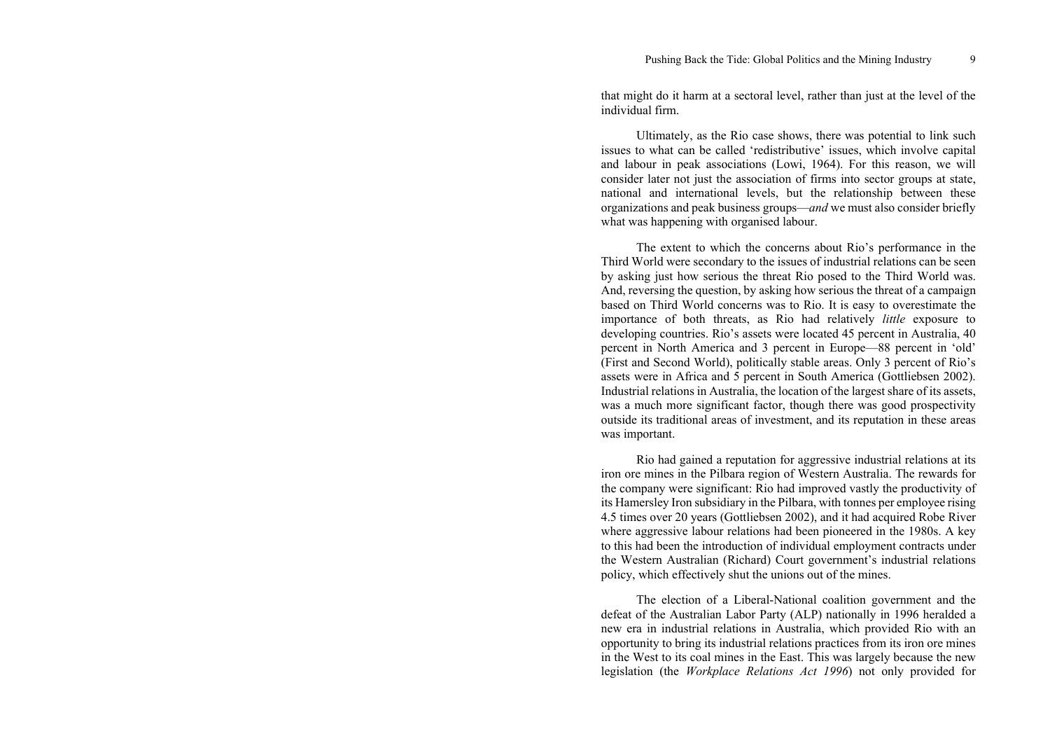that might do it harm at a sectoral level, rather than just at the level of the individual firm.

Ultimately, as the Rio case shows, there was potential to link such issues to what can be called 'redistributive' issues, which involve capital and labour in peak associations (Lowi, 1964). For this reason, we will consider later not just the association of firms into sector groups at state, national and international levels, but the relationship between these organizations and peak business groups—*and* we must also consider briefly what was happening with organised labour.

The extent to which the concerns about Rio's performance in the Third World were secondary to the issues of industrial relations can be seen by asking just how serious the threat Rio posed to the Third World was. And, reversing the question, by asking how serious the threat of a campaign based on Third World concerns was to Rio. It is easy to overestimate the importance of both threats, as Rio had relatively *little* exposure to developing countries. Rio's assets were located 45 percent in Australia, 40 percent in North America and 3 percent in Europe—88 percent in 'old' (First and Second World), politically stable areas. Only 3 percent of Rio's assets were in Africa and 5 percent in South America (Gottliebsen 2002). Industrial relations in Australia, the location of the largest share of its assets, was a much more significant factor, though there was good prospectivity outside its traditional areas of investment, and its reputation in these areas was important.

Rio had gained a reputation for aggressive industrial relations at its iron ore mines in the Pilbara region of Western Australia. The rewards for the company were significant: Rio had improved vastly the productivity of its Hamersley Iron subsidiary in the Pilbara, with tonnes per employee rising 4.5 times over 20 years (Gottliebsen 2002), and it had acquired Robe River where aggressive labour relations had been pioneered in the 1980s. A key to this had been the introduction of individual employment contracts under the Western Australian (Richard) Court government's industrial relations policy, which effectively shut the unions out of the mines.

The election of a Liberal-National coalition government and the defeat of the Australian Labor Party (ALP) nationally in 1996 heralded a new era in industrial relations in Australia, which provided Rio with an opportunity to bring its industrial relations practices from its iron ore mines in the West to its coal mines in the East. This was largely because the new legislation (the *Workplace Relations Act 1996*) not only provided for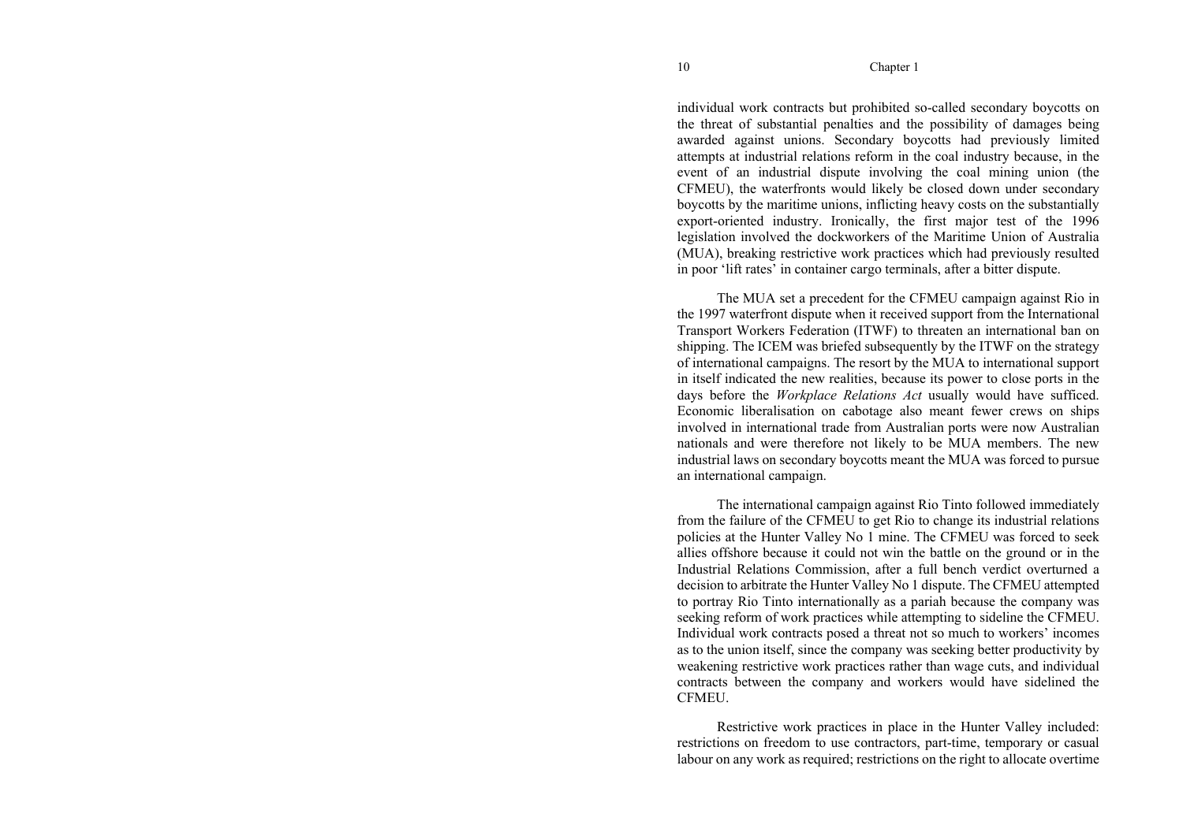individual work contracts but prohibited so-called secondary boycotts on the threat of substantial penalties and the possibility of damages being awarded against unions. Secondary boycotts had previously limited attempts at industrial relations reform in the coal industry because, in the event of an industrial dispute involving the coal mining union (the CFMEU), the waterfronts would likely be closed down under secondary boycotts by the maritime unions, inflicting heavy costs on the substantially export-oriented industry. Ironically, the first major test of the 1996 legislation involved the dockworkers of the Maritime Union of Australia (MUA), breaking restrictive work practices which had previously resulted in poor 'lift rates' in container cargo terminals, after a bitter dispute.

The MUA set a precedent for the CFMEU campaign against Rio in the 1997 waterfront dispute when it received support from the International Transport Workers Federation (ITWF) to threaten an international ban on shipping. The ICEM was briefed subsequently by the ITWF on the strategy of international campaigns. The resort by the MUA to international support in itself indicated the new realities, because its power to close ports in the days before the *Workplace Relations Act* usually would have sufficed. Economic liberalisation on cabotage also meant fewer crews on ships involved in international trade from Australian ports were now Australian nationals and were therefore not likely to be MUA members. The new industrial laws on secondary boycotts meant the MUA was forced to pursue an international campaign.

The international campaign against Rio Tinto followed immediately from the failure of the CFMEU to get Rio to change its industrial relations policies at the Hunter Valley No 1 mine. The CFMEU was forced to seek allies offshore because it could not win the battle on the ground or in the Industrial Relations Commission, after a full bench verdict overturned a decision to arbitrate the Hunter Valley No 1 dispute. The CFMEU attempted to portray Rio Tinto internationally as a pariah because the company was seeking reform of work practices while attempting to sideline the CFMEU. Individual work contracts posed a threat not so much to workers' incomes as to the union itself, since the company was seeking better productivity by weakening restrictive work practices rather than wage cuts, and individual contracts between the company and workers would have sidelined the CFMEU.

Restrictive work practices in place in the Hunter Valley included: restrictions on freedom to use contractors, part-time, temporary or casual labour on any work as required; restrictions on the right to allocate overtime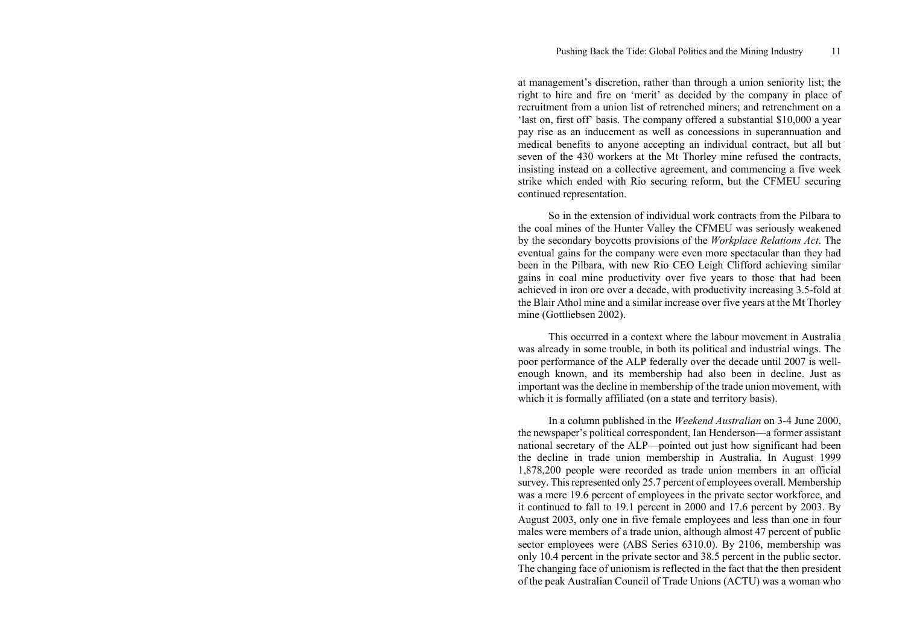at management's discretion, rather than through a union seniority list; the right to hire and fire on 'merit' as decided by the company in place of recruitment from a union list of retrenched miners; and retrenchment on a 'last on, first off' basis. The company offered a substantial $10,000 a year pay rise as an inducement as well as concessions in superannuation and medical benefits to anyone accepting an individual contract, but all but seven of the 430 workers at the Mt Thorley mine refused the contracts, insisting instead on a collective agreement, and commencing a five week strike which ended with Rio securing reform, but the CFMEU securing continued representation.

So in the extension of individual work contracts from the Pilbara to the coal mines of the Hunter Valley the CFMEU was seriously weakened by the secondary boycotts provisions of the *Workplace Relations Act*. The eventual gains for the company were even more spectacular than they had been in the Pilbara, with new Rio CEO Leigh Clifford achieving similar gains in coal mine productivity over five years to those that had been achieved in iron ore over a decade, with productivity increasing 3.5-fold at the Blair Athol mine and a similar increase over five years at the Mt Thorley mine (Gottliebsen 2002).

This occurred in a context where the labour movement in Australia was already in some trouble, in both its political and industrial wings. The poor performance of the ALP federally over the decade until 2007 is well-enough known, and its membership had also been in decline. Just as important was the decline in membership of the trade union movement, with which it is formally affiliated (on a state and territory basis).

In a column published in the *Weekend Australian* on 3-4 June 2000, the newspaper's political correspondent, Ian Henderson—a former assistant national secretary of the ALP—pointed out just how significant had been the decline in trade union membership in Australia. In August 1999 1,878,200 people were recorded as trade union members in an official survey. This represented only 25.7 percent of employees overall. Membership was a mere 19.6 percent of employees in the private sector workforce, and it continued to fall to 19.1 percent in 2000 and 17.6 percent by 2003. By August 2003, only one in five female employees and less than one in four males were members of a trade union, although almost 47 percent of public sector employees were (ABS Series 6310.0). By 2106, membership was only 10.4 percent in the private sector and 38.5 percent in the public sector. The changing face of unionism is reflected in the fact that the then president of the peak Australian Council of Trade Unions (ACTU) was a woman who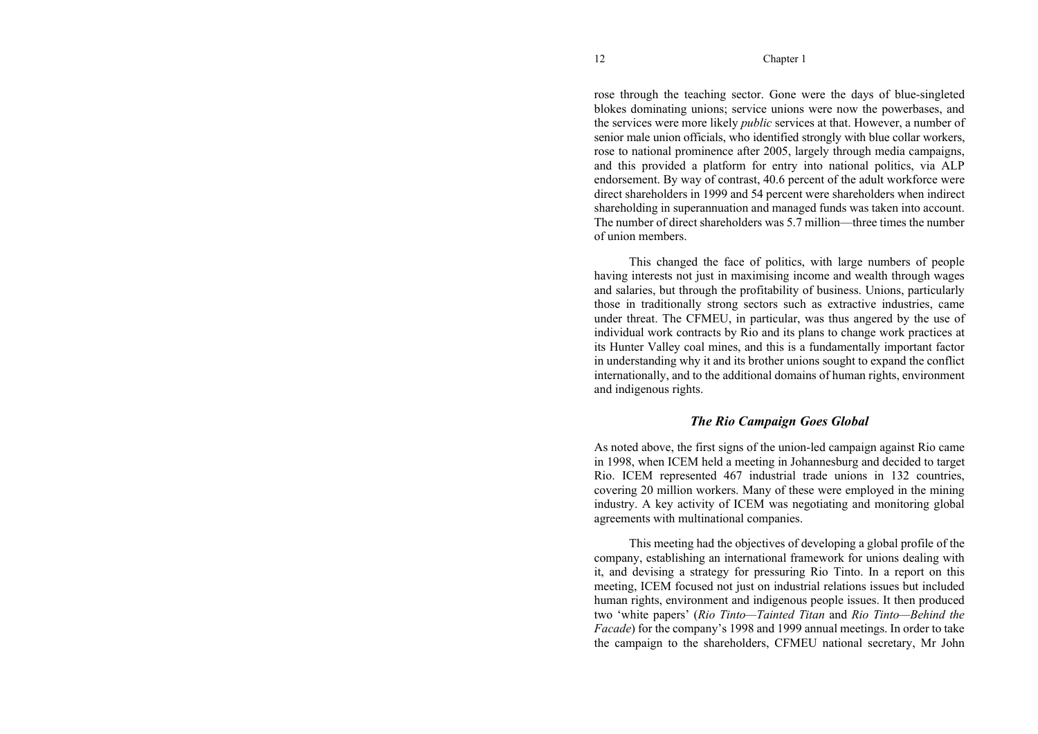rose through the teaching sector. Gone were the days of blue-singleted blokes dominating unions; service unions were now the powerbases, and the services were more likely *public* services at that. However, a number of senior male union officials, who identified strongly with blue collar workers, rose to national prominence after 2005, largely through media campaigns, and this provided a platform for entry into national politics, via ALP endorsement. By way of contrast, 40.6 percent of the adult workforce were direct shareholders in 1999 and 54 percent were shareholders when indirect shareholding in superannuation and managed funds was taken into account. The number of direct shareholders was 5.7 million—three times the number of union members.

This changed the face of politics, with large numbers of people having interests not just in maximising income and wealth through wages and salaries, but through the profitability of business. Unions, particularly those in traditionally strong sectors such as extractive industries, came under threat. The CFMEU, in particular, was thus angered by the use of individual work contracts by Rio and its plans to change work practices at its Hunter Valley coal mines, and this is a fundamentally important factor in understanding why it and its brother unions sought to expand the conflict internationally, and to the additional domains of human rights, environment and indigenous rights.

### *The Rio Campaign Goes Global*

As noted above, the first signs of the union-led campaign against Rio came in 1998, when ICEM held a meeting in Johannesburg and decided to target Rio. ICEM represented 467 industrial trade unions in 132 countries, covering 20 million workers. Many of these were employed in the mining industry. A key activity of ICEM was negotiating and monitoring global agreements with multinational companies.

This meeting had the objectives of developing a global profile of the company, establishing an international framework for unions dealing with it, and devising a strategy for pressuring Rio Tinto. In a report on this meeting, ICEM focused not just on industrial relations issues but included human rights, environment and indigenous people issues. It then produced two 'white papers' (*Rio Tinto—Tainted Titan* and *Rio Tinto—Behind the Facade*) for the company's 1998 and 1999 annual meetings. In order to take the campaign to the shareholders, CFMEU national secretary, Mr John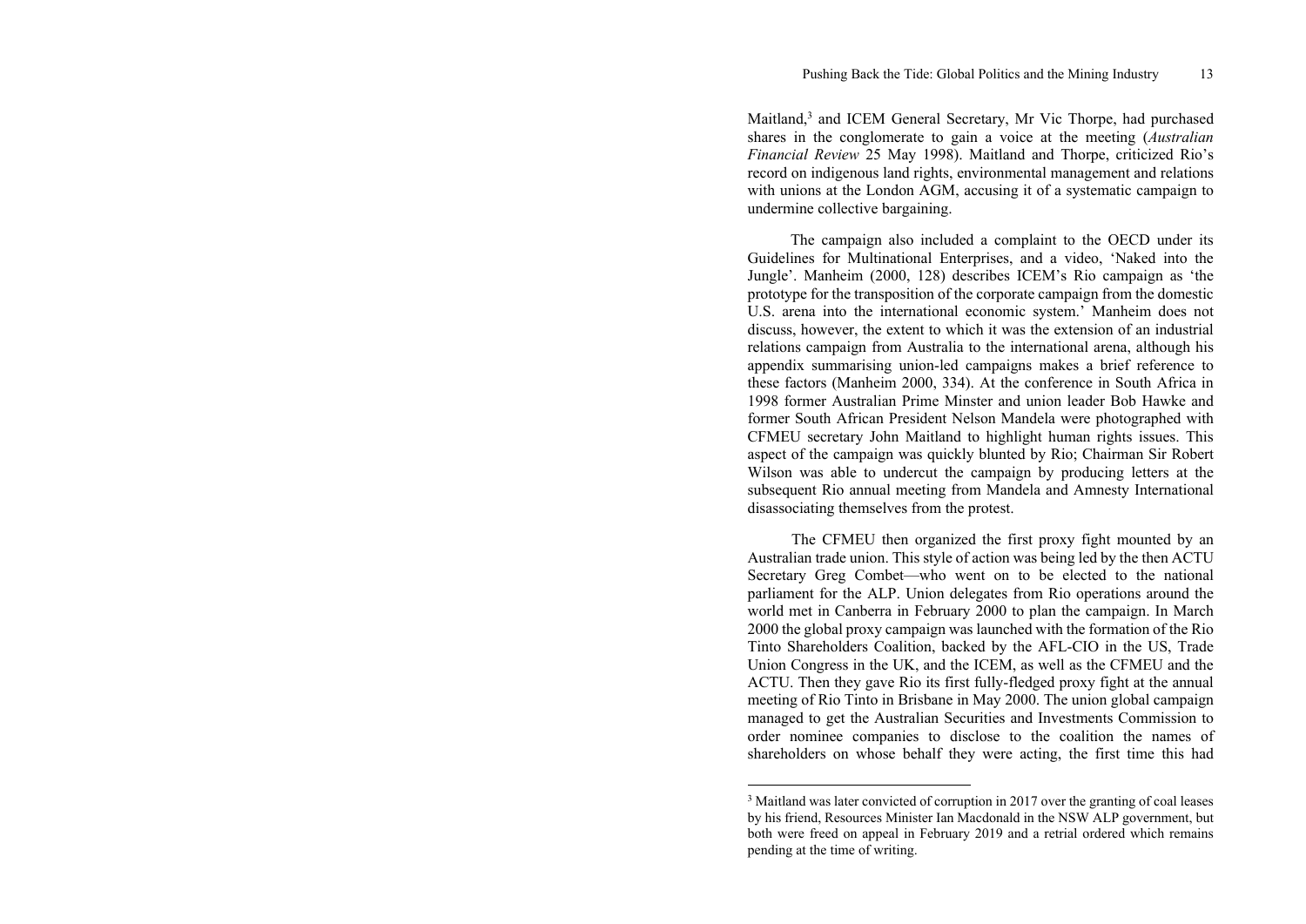Maitland,[3] and ICEM General Secretary, Mr Vic Thorpe, had purchased shares in the conglomerate to gain a voice at the meeting (*Australian Financial Review* 25 May 1998). Maitland and Thorpe, criticized Rio's record on indigenous land rights, environmental management and relations with unions at the London AGM, accusing it of a systematic campaign to undermine collective bargaining.

The campaign also included a complaint to the OECD under its Guidelines for Multinational Enterprises, and a video, 'Naked into the Jungle'. Manheim (2000, 128) describes ICEM's Rio campaign as 'the prototype for the transposition of the corporate campaign from the domestic U.S. arena into the international economic system.' Manheim does not discuss, however, the extent to which it was the extension of an industrial relations campaign from Australia to the international arena, although his appendix summarising union-led campaigns makes a brief reference to these factors (Manheim 2000, 334). At the conference in South Africa in 1998 former Australian Prime Minster and union leader Bob Hawke and former South African President Nelson Mandela were photographed with CFMEU secretary John Maitland to highlight human rights issues. This aspect of the campaign was quickly blunted by Rio; Chairman Sir Robert Wilson was able to undercut the campaign by producing letters at the subsequent Rio annual meeting from Mandela and Amnesty International disassociating themselves from the protest.

The CFMEU then organized the first proxy fight mounted by an Australian trade union. This style of action was being led by the then ACTU Secretary Greg Combet—who went on to be elected to the national parliament for the ALP. Union delegates from Rio operations around the world met in Canberra in February 2000 to plan the campaign. In March 2000 the global proxy campaign was launched with the formation of the Rio Tinto Shareholders Coalition, backed by the AFL-CIO in the US, Trade Union Congress in the UK, and the ICEM, as well as the CFMEU and the ACTU. Then they gave Rio its first fully-fledged proxy fight at the annual meeting of Rio Tinto in Brisbane in May 2000. The union global campaign managed to get the Australian Securities and Investments Commission to order nominee companies to disclose to the coalition the names of shareholders on whose behalf they were acting, the first time this had

---

[3] Maitland was later convicted of corruption in 2017 over the granting of coal leases by his friend, Resources Minister Ian Macdonald in the NSW ALP government, but both were freed on appeal in February 2019 and a retrial ordered which remains pending at the time of writing.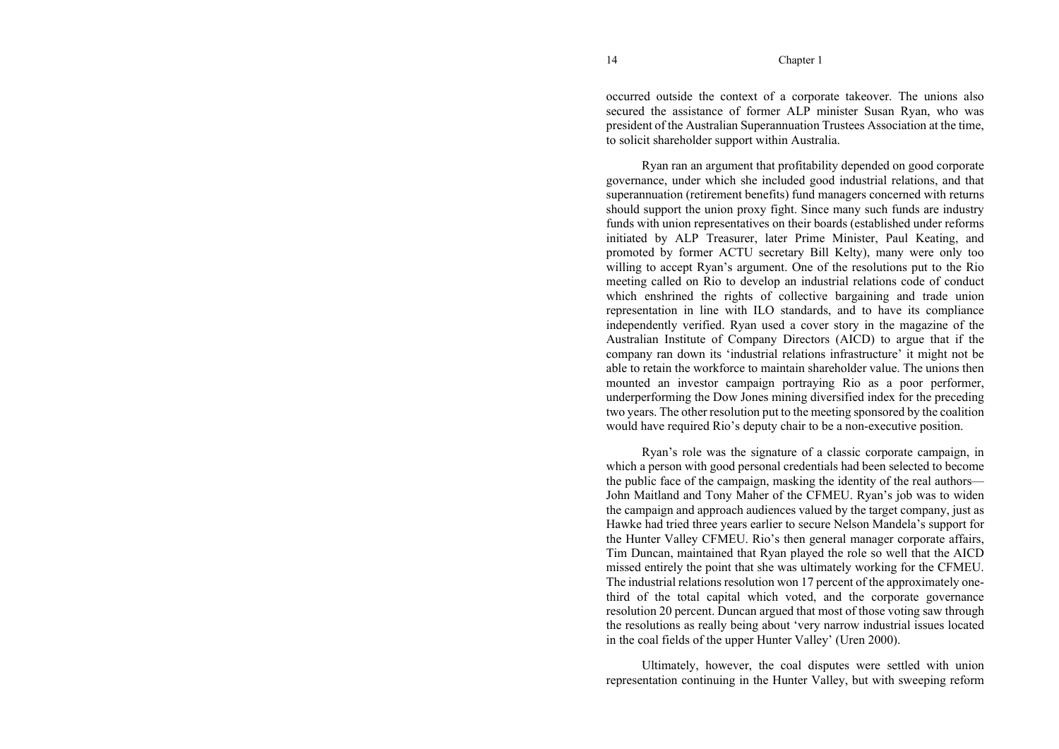occurred outside the context of a corporate takeover. The unions also secured the assistance of former ALP minister Susan Ryan, who was president of the Australian Superannuation Trustees Association at the time, to solicit shareholder support within Australia.

Ryan ran an argument that profitability depended on good corporate governance, under which she included good industrial relations, and that superannuation (retirement benefits) fund managers concerned with returns should support the union proxy fight. Since many such funds are industry funds with union representatives on their boards (established under reforms initiated by ALP Treasurer, later Prime Minister, Paul Keating, and promoted by former ACTU secretary Bill Kelty), many were only too willing to accept Ryan's argument. One of the resolutions put to the Rio meeting called on Rio to develop an industrial relations code of conduct which enshrined the rights of collective bargaining and trade union representation in line with ILO standards, and to have its compliance independently verified. Ryan used a cover story in the magazine of the Australian Institute of Company Directors (AICD) to argue that if the company ran down its 'industrial relations infrastructure' it might not be able to retain the workforce to maintain shareholder value. The unions then mounted an investor campaign portraying Rio as a poor performer, underperforming the Dow Jones mining diversified index for the preceding two years. The other resolution put to the meeting sponsored by the coalition would have required Rio's deputy chair to be a non-executive position.

Ryan's role was the signature of a classic corporate campaign, in which a person with good personal credentials had been selected to become the public face of the campaign, masking the identity of the real authors—John Maitland and Tony Maher of the CFMEU. Ryan's job was to widen the campaign and approach audiences valued by the target company, just as Hawke had tried three years earlier to secure Nelson Mandela's support for the Hunter Valley CFMEU. Rio's then general manager corporate affairs, Tim Duncan, maintained that Ryan played the role so well that the AICD missed entirely the point that she was ultimately working for the CFMEU. The industrial relations resolution won 17 percent of the approximately one-third of the total capital which voted, and the corporate governance resolution 20 percent. Duncan argued that most of those voting saw through the resolutions as really being about 'very narrow industrial issues located in the coal fields of the upper Hunter Valley' (Uren 2000).

Ultimately, however, the coal disputes were settled with union representation continuing in the Hunter Valley, but with sweeping reform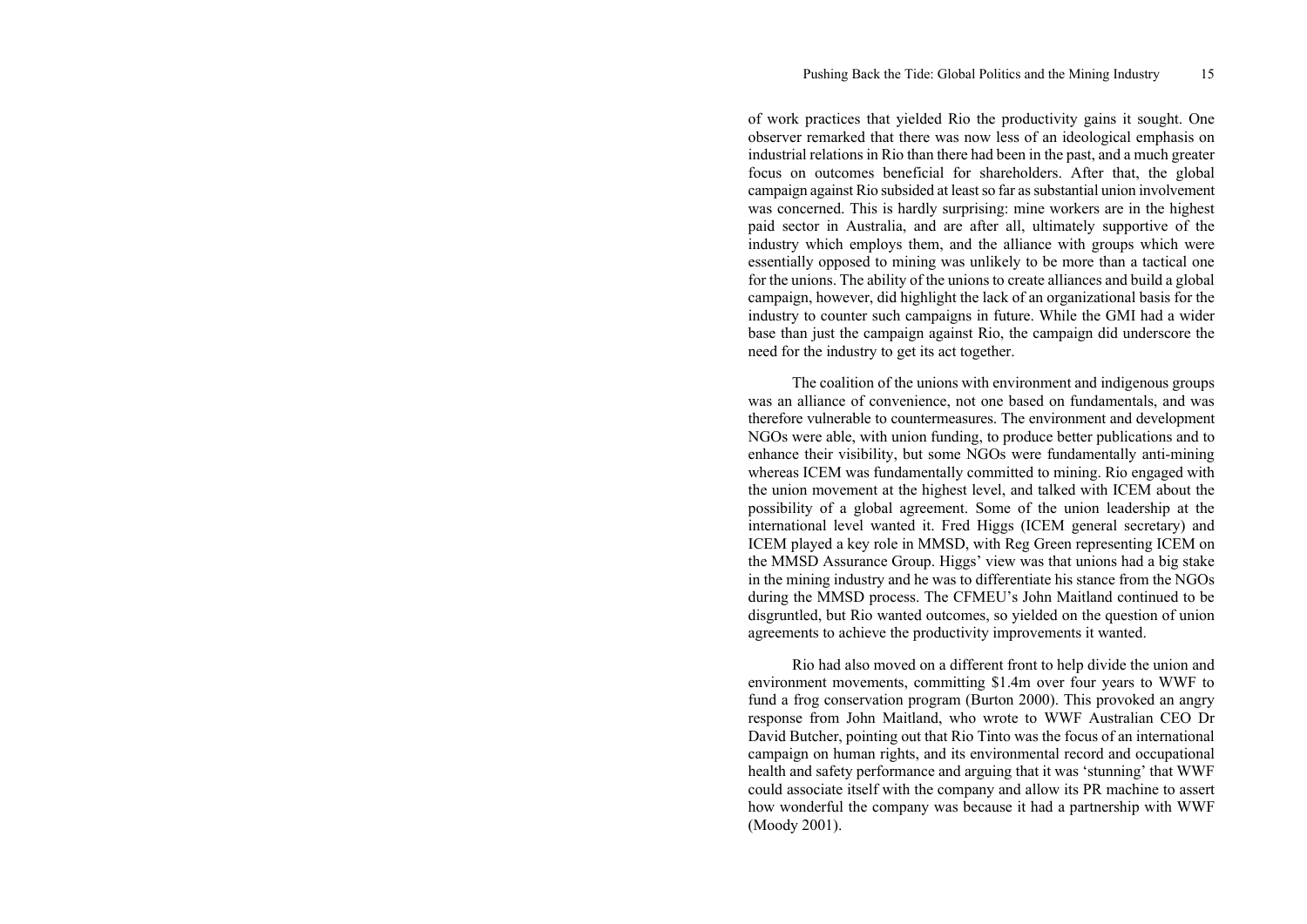of work practices that yielded Rio the productivity gains it sought. One observer remarked that there was now less of an ideological emphasis on industrial relations in Rio than there had been in the past, and a much greater focus on outcomes beneficial for shareholders. After that, the global campaign against Rio subsided at least so far as substantial union involvement was concerned. This is hardly surprising: mine workers are in the highest paid sector in Australia, and are after all, ultimately supportive of the industry which employs them, and the alliance with groups which were essentially opposed to mining was unlikely to be more than a tactical one for the unions. The ability of the unions to create alliances and build a global campaign, however, did highlight the lack of an organizational basis for the industry to counter such campaigns in future. While the GMI had a wider base than just the campaign against Rio, the campaign did underscore the need for the industry to get its act together.

The coalition of the unions with environment and indigenous groups was an alliance of convenience, not one based on fundamentals, and was therefore vulnerable to countermeasures. The environment and development NGOs were able, with union funding, to produce better publications and to enhance their visibility, but some NGOs were fundamentally anti-mining whereas ICEM was fundamentally committed to mining. Rio engaged with the union movement at the highest level, and talked with ICEM about the possibility of a global agreement. Some of the union leadership at the international level wanted it. Fred Higgs (ICEM general secretary) and ICEM played a key role in MMSD, with Reg Green representing ICEM on the MMSD Assurance Group. Higgs' view was that unions had a big stake in the mining industry and he was to differentiate his stance from the NGOs during the MMSD process. The CFMEU's John Maitland continued to be disgruntled, but Rio wanted outcomes, so yielded on the question of union agreements to achieve the productivity improvements it wanted.

Rio had also moved on a different front to help divide the union and environment movements, committing $1.4m over four years to WWF to fund a frog conservation program (Burton 2000). This provoked an angry response from John Maitland, who wrote to WWF Australian CEO Dr David Butcher, pointing out that Rio Tinto was the focus of an international campaign on human rights, and its environmental record and occupational health and safety performance and arguing that it was 'stunning' that WWF could associate itself with the company and allow its PR machine to assert how wonderful the company was because it had a partnership with WWF (Moody 2001).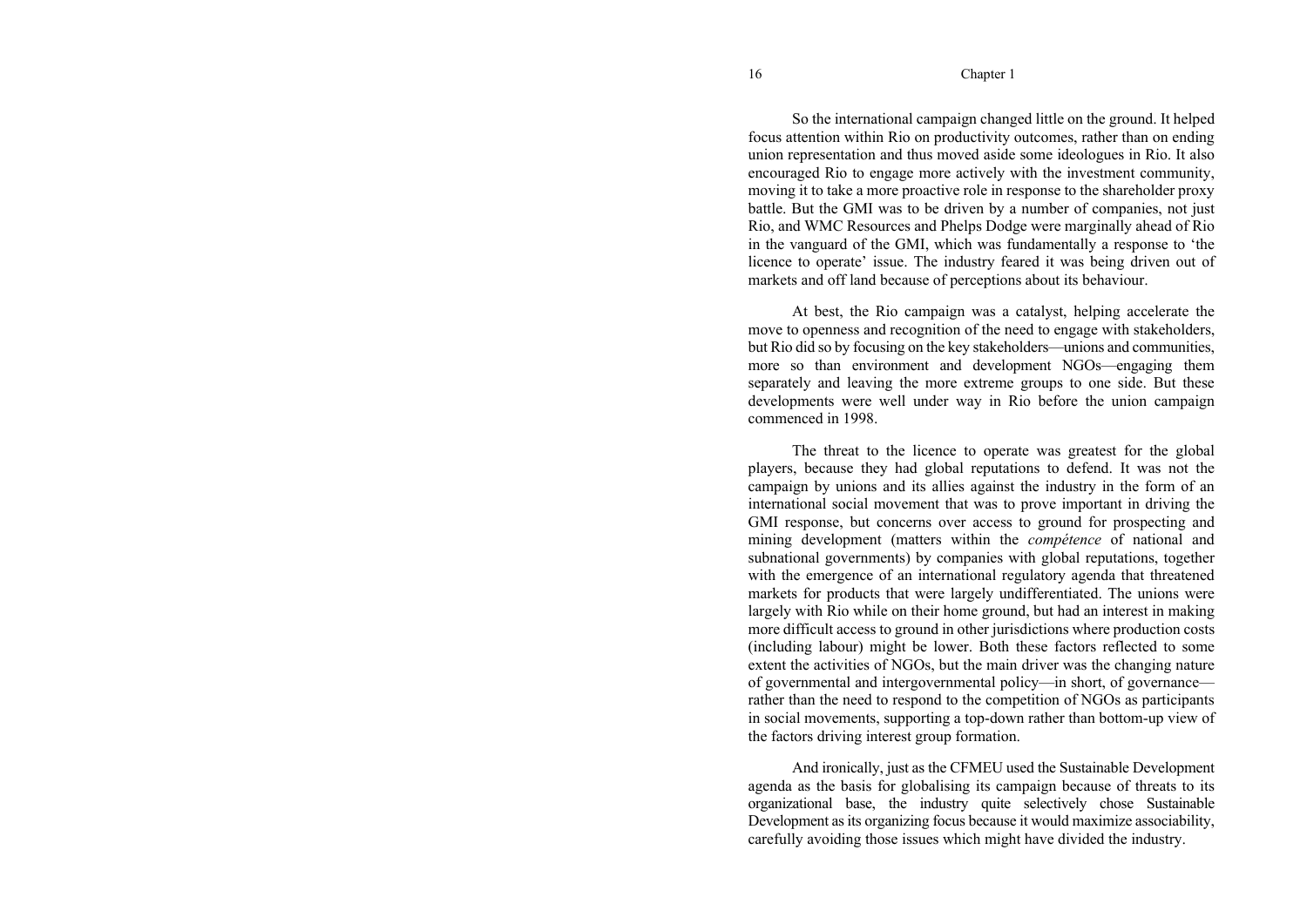So the international campaign changed little on the ground. It helped focus attention within Rio on productivity outcomes, rather than on ending union representation and thus moved aside some ideologues in Rio. It also encouraged Rio to engage more actively with the investment community, moving it to take a more proactive role in response to the shareholder proxy battle. But the GMI was to be driven by a number of companies, not just Rio, and WMC Resources and Phelps Dodge were marginally ahead of Rio in the vanguard of the GMI, which was fundamentally a response to 'the licence to operate' issue. The industry feared it was being driven out of markets and off land because of perceptions about its behaviour.

At best, the Rio campaign was a catalyst, helping accelerate the move to openness and recognition of the need to engage with stakeholders, but Rio did so by focusing on the key stakeholders—unions and communities, more so than environment and development NGOs—engaging them separately and leaving the more extreme groups to one side. But these developments were well under way in Rio before the union campaign commenced in 1998.

The threat to the licence to operate was greatest for the global players, because they had global reputations to defend. It was not the campaign by unions and its allies against the industry in the form of an international social movement that was to prove important in driving the GMI response, but concerns over access to ground for prospecting and mining development (matters within the *compétence* of national and subnational governments) by companies with global reputations, together with the emergence of an international regulatory agenda that threatened markets for products that were largely undifferentiated. The unions were largely with Rio while on their home ground, but had an interest in making more difficult access to ground in other jurisdictions where production costs (including labour) might be lower. Both these factors reflected to some extent the activities of NGOs, but the main driver was the changing nature of governmental and intergovernmental policy—in short, of governance—rather than the need to respond to the competition of NGOs as participants in social movements, supporting a top-down rather than bottom-up view of the factors driving interest group formation.

And ironically, just as the CFMEU used the Sustainable Development agenda as the basis for globalising its campaign because of threats to its organizational base, the industry quite selectively chose Sustainable Development as its organizing focus because it would maximize associability, carefully avoiding those issues which might have divided the industry.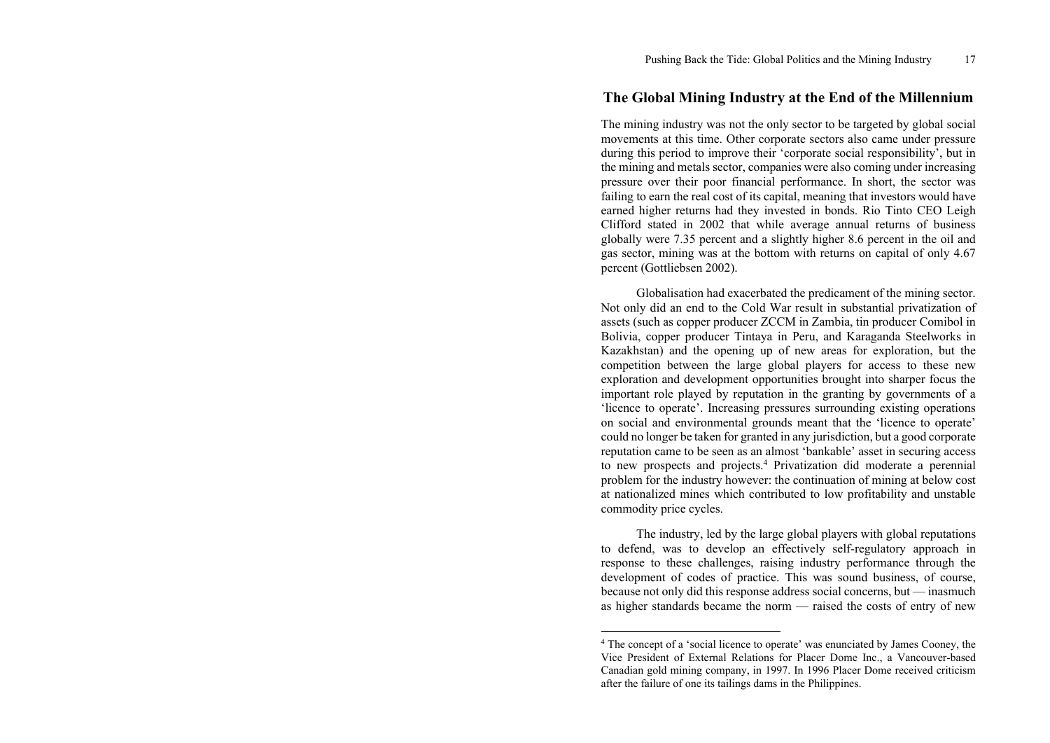## The Global Mining Industry at the End of the Millennium

The mining industry was not the only sector to be targeted by global social movements at this time. Other corporate sectors also came under pressure during this period to improve their 'corporate social responsibility', but in the mining and metals sector, companies were also coming under increasing pressure over their poor financial performance. In short, the sector was failing to earn the real cost of its capital, meaning that investors would have earned higher returns had they invested in bonds. Rio Tinto CEO Leigh Clifford stated in 2002 that while average annual returns of business globally were 7.35 percent and a slightly higher 8.6 percent in the oil and gas sector, mining was at the bottom with returns on capital of only 4.67 percent (Gottliebsen 2002).

Globalisation had exacerbated the predicament of the mining sector. Not only did an end to the Cold War result in substantial privatization of assets (such as copper producer ZCCM in Zambia, tin producer Comibol in Bolivia, copper producer Tintaya in Peru, and Karaganda Steelworks in Kazakhstan) and the opening up of new areas for exploration, but the competition between the large global players for access to these new exploration and development opportunities brought into sharper focus the important role played by reputation in the granting by governments of a 'licence to operate'. Increasing pressures surrounding existing operations on social and environmental grounds meant that the 'licence to operate' could no longer be taken for granted in any jurisdiction, but a good corporate reputation came to be seen as an almost 'bankable' asset in securing access to new prospects and projects.[4] Privatization did moderate a perennial problem for the industry however: the continuation of mining at below cost at nationalized mines which contributed to low profitability and unstable commodity price cycles.

The industry, led by the large global players with global reputations to defend, was to develop an effectively self-regulatory approach in response to these challenges, raising industry performance through the development of codes of practice. This was sound business, of course, because not only did this response address social concerns, but — inasmuch as higher standards became the norm — raised the costs of entry of new

---

[4] The concept of a 'social licence to operate' was enunciated by James Cooney, the Vice President of External Relations for Placer Dome Inc., a Vancouver-based Canadian gold mining company, in 1997. In 1996 Placer Dome received criticism after the failure of one its tailings dams in the Philippines.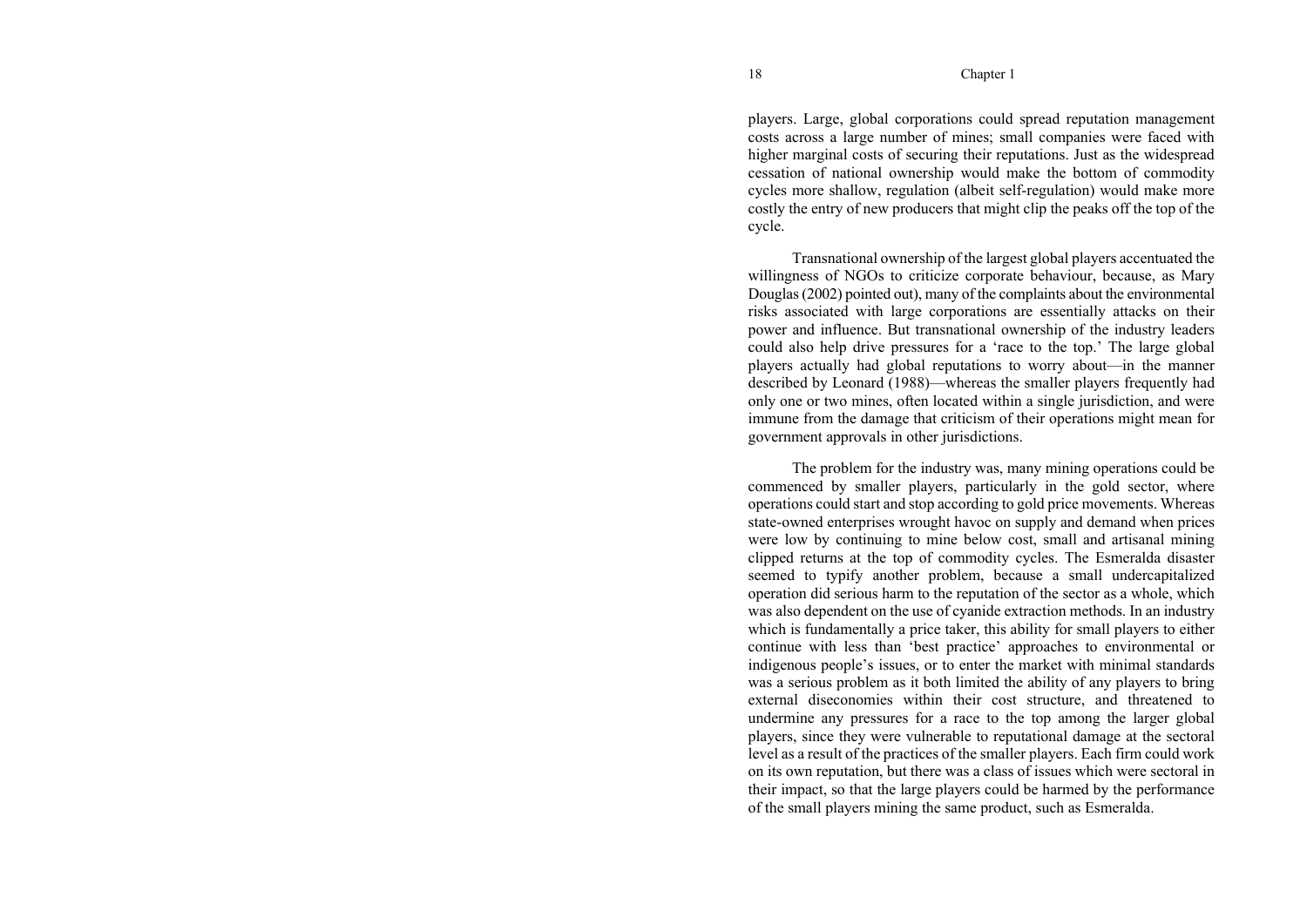players. Large, global corporations could spread reputation management costs across a large number of mines; small companies were faced with higher marginal costs of securing their reputations. Just as the widespread cessation of national ownership would make the bottom of commodity cycles more shallow, regulation (albeit self-regulation) would make more costly the entry of new producers that might clip the peaks off the top of the cycle.

Transnational ownership of the largest global players accentuated the willingness of NGOs to criticize corporate behaviour, because, as Mary Douglas (2002) pointed out), many of the complaints about the environmental risks associated with large corporations are essentially attacks on their power and influence. But transnational ownership of the industry leaders could also help drive pressures for a 'race to the top.' The large global players actually had global reputations to worry about—in the manner described by Leonard (1988)—whereas the smaller players frequently had only one or two mines, often located within a single jurisdiction, and were immune from the damage that criticism of their operations might mean for government approvals in other jurisdictions.

The problem for the industry was, many mining operations could be commenced by smaller players, particularly in the gold sector, where operations could start and stop according to gold price movements. Whereas state-owned enterprises wrought havoc on supply and demand when prices were low by continuing to mine below cost, small and artisanal mining clipped returns at the top of commodity cycles. The Esmeralda disaster seemed to typify another problem, because a small undercapitalized operation did serious harm to the reputation of the sector as a whole, which was also dependent on the use of cyanide extraction methods. In an industry which is fundamentally a price taker, this ability for small players to either continue with less than 'best practice' approaches to environmental or indigenous people's issues, or to enter the market with minimal standards was a serious problem as it both limited the ability of any players to bring external diseconomies within their cost structure, and threatened to undermine any pressures for a race to the top among the larger global players, since they were vulnerable to reputational damage at the sectoral level as a result of the practices of the smaller players. Each firm could work on its own reputation, but there was a class of issues which were sectoral in their impact, so that the large players could be harmed by the performance of the small players mining the same product, such as Esmeralda.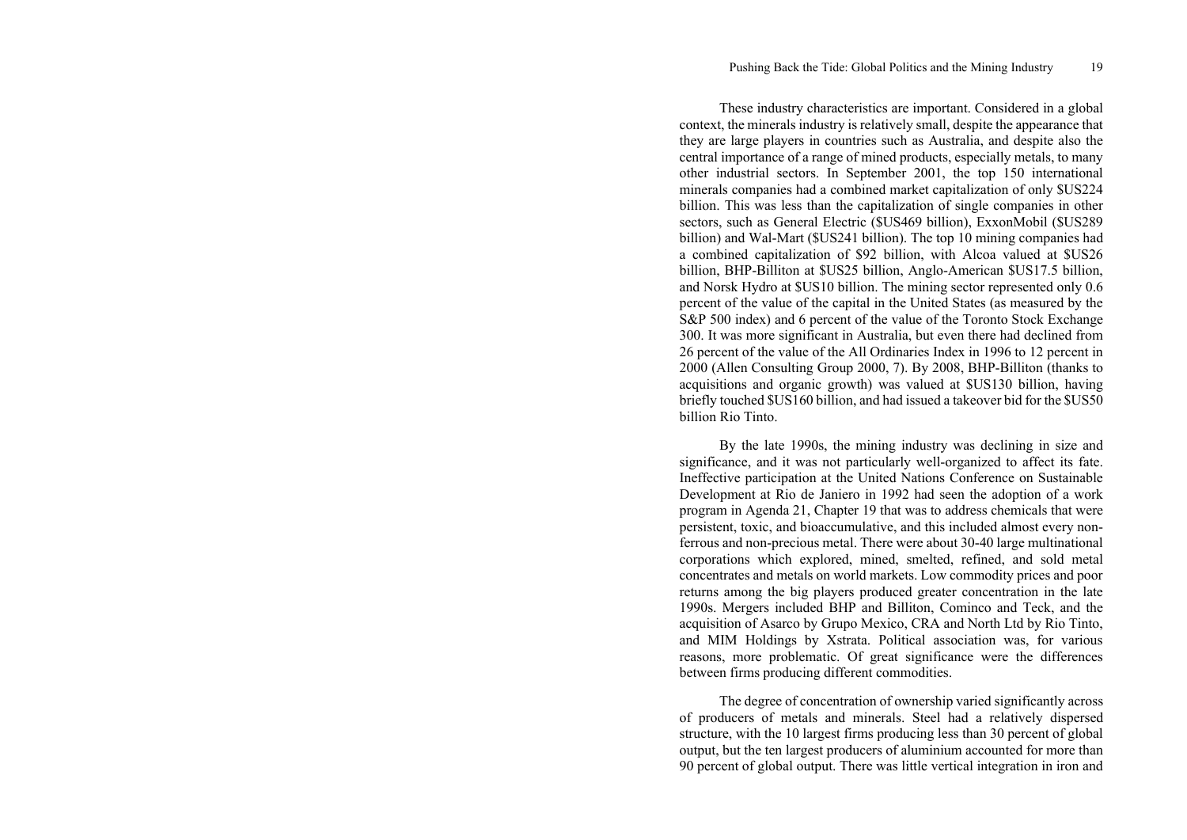These industry characteristics are important. Considered in a global context, the minerals industry is relatively small, despite the appearance that they are large players in countries such as Australia, and despite also the central importance of a range of mined products, especially metals, to many other industrial sectors. In September 2001, the top 150 international minerals companies had a combined market capitalization of only $US224 billion. This was less than the capitalization of single companies in other sectors, such as General Electric ($US469 billion), ExxonMobil ($US289 billion) and Wal-Mart ($US241 billion). The top 10 mining companies had a combined capitalization of $92 billion, with Alcoa valued at $US26 billion, BHP-Billiton at $US25 billion, Anglo-American $US17.5 billion, and Norsk Hydro at $US10 billion. The mining sector represented only 0.6 percent of the value of the capital in the United States (as measured by the S&P 500 index) and 6 percent of the value of the Toronto Stock Exchange 300. It was more significant in Australia, but even there had declined from 26 percent of the value of the All Ordinaries Index in 1996 to 12 percent in 2000 (Allen Consulting Group 2000, 7). By 2008, BHP-Billiton (thanks to acquisitions and organic growth) was valued at $US130 billion, having briefly touched $US160 billion, and had issued a takeover bid for the $US50 billion Rio Tinto.

By the late 1990s, the mining industry was declining in size and significance, and it was not particularly well-organized to affect its fate. Ineffective participation at the United Nations Conference on Sustainable Development at Rio de Janiero in 1992 had seen the adoption of a work program in Agenda 21, Chapter 19 that was to address chemicals that were persistent, toxic, and bioaccumulative, and this included almost every non-ferrous and non-precious metal. There were about 30-40 large multinational corporations which explored, mined, smelted, refined, and sold metal concentrates and metals on world markets. Low commodity prices and poor returns among the big players produced greater concentration in the late 1990s. Mergers included BHP and Billiton, Cominco and Teck, and the acquisition of Asarco by Grupo Mexico, CRA and North Ltd by Rio Tinto, and MIM Holdings by Xstrata. Political association was, for various reasons, more problematic. Of great significance were the differences between firms producing different commodities.

The degree of concentration of ownership varied significantly across of producers of metals and minerals. Steel had a relatively dispersed structure, with the 10 largest firms producing less than 30 percent of global output, but the ten largest producers of aluminium accounted for more than 90 percent of global output. There was little vertical integration in iron and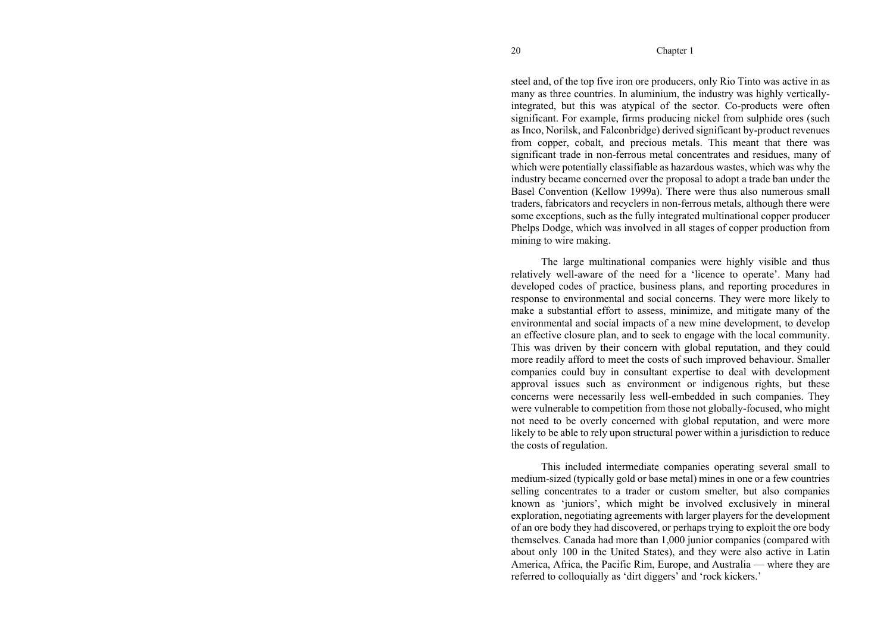steel and, of the top five iron ore producers, only Rio Tinto was active in as many as three countries. In aluminium, the industry was highly vertically-integrated, but this was atypical of the sector. Co-products were often significant. For example, firms producing nickel from sulphide ores (such as Inco, Norilsk, and Falconbridge) derived significant by-product revenues from copper, cobalt, and precious metals. This meant that there was significant trade in non-ferrous metal concentrates and residues, many of which were potentially classifiable as hazardous wastes, which was why the industry became concerned over the proposal to adopt a trade ban under the Basel Convention (Kellow 1999a). There were thus also numerous small traders, fabricators and recyclers in non-ferrous metals, although there were some exceptions, such as the fully integrated multinational copper producer Phelps Dodge, which was involved in all stages of copper production from mining to wire making.

The large multinational companies were highly visible and thus relatively well-aware of the need for a 'licence to operate'. Many had developed codes of practice, business plans, and reporting procedures in response to environmental and social concerns. They were more likely to make a substantial effort to assess, minimize, and mitigate many of the environmental and social impacts of a new mine development, to develop an effective closure plan, and to seek to engage with the local community. This was driven by their concern with global reputation, and they could more readily afford to meet the costs of such improved behaviour. Smaller companies could buy in consultant expertise to deal with development approval issues such as environment or indigenous rights, but these concerns were necessarily less well-embedded in such companies. They were vulnerable to competition from those not globally-focused, who might not need to be overly concerned with global reputation, and were more likely to be able to rely upon structural power within a jurisdiction to reduce the costs of regulation.

This included intermediate companies operating several small to medium-sized (typically gold or base metal) mines in one or a few countries selling concentrates to a trader or custom smelter, but also companies known as 'juniors', which might be involved exclusively in mineral exploration, negotiating agreements with larger players for the development of an ore body they had discovered, or perhaps trying to exploit the ore body themselves. Canada had more than 1,000 junior companies (compared with about only 100 in the United States), and they were also active in Latin America, Africa, the Pacific Rim, Europe, and Australia — where they are referred to colloquially as 'dirt diggers' and 'rock kickers.'